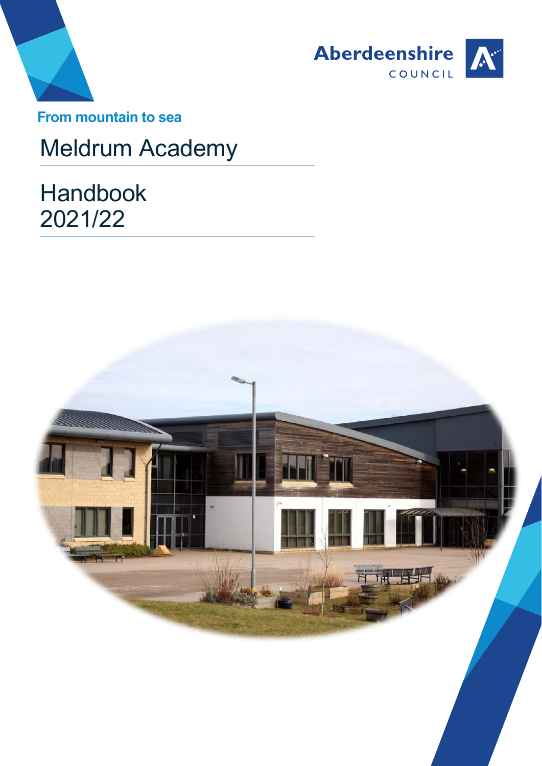Aberdeenshire COUNCIL

From mountain to sea

# Meldrum Academy

## Handbook 2021/22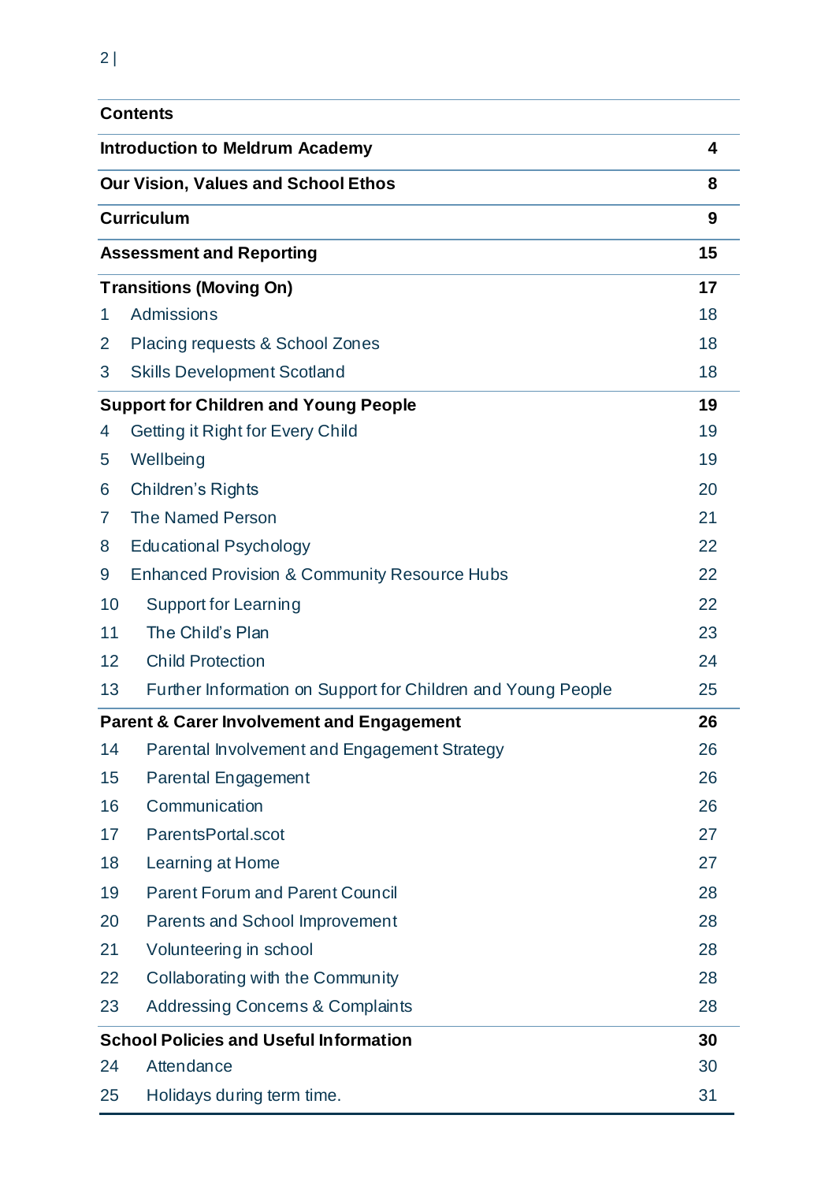## Contents

| | | |
|---|---|---|
| **Introduction to Meldrum Academy** | | **4** |
| **Our Vision, Values and School Ethos** | | **8** |
| **Curriculum** | | **9** |
| **Assessment and Reporting** | | **15** |
| **Transitions (Moving On)** | | **17** |
| 1 | Admissions | 18 |
| 2 | Placing requests & School Zones | 18 |
| 3 | Skills Development Scotland | 18 |
| **Support for Children and Young People** | | **19** |
| 4 | Getting it Right for Every Child | 19 |
| 5 | Wellbeing | 19 |
| 6 | Children's Rights | 20 |
| 7 | The Named Person | 21 |
| 8 | Educational Psychology | 22 |
| 9 | Enhanced Provision & Community Resource Hubs | 22 |
| 10 | Support for Learning | 22 |
| 11 | The Child's Plan | 23 |
| 12 | Child Protection | 24 |
| 13 | Further Information on Support for Children and Young People | 25 |
| **Parent & Carer Involvement and Engagement** | | **26** |
| 14 | Parental Involvement and Engagement Strategy | 26 |
| 15 | Parental Engagement | 26 |
| 16 | Communication | 26 |
| 17 | ParentsPortal.scot | 27 |
| 18 | Learning at Home | 27 |
| 19 | Parent Forum and Parent Council | 28 |
| 20 | Parents and School Improvement | 28 |
| 21 | Volunteering in school | 28 |
| 22 | Collaborating with the Community | 28 |
| 23 | Addressing Concerns & Complaints | 28 |
| **School Policies and Useful Information** | | **30** |
| 24 | Attendance | 30 |
| 25 | Holidays during term time. | 31 |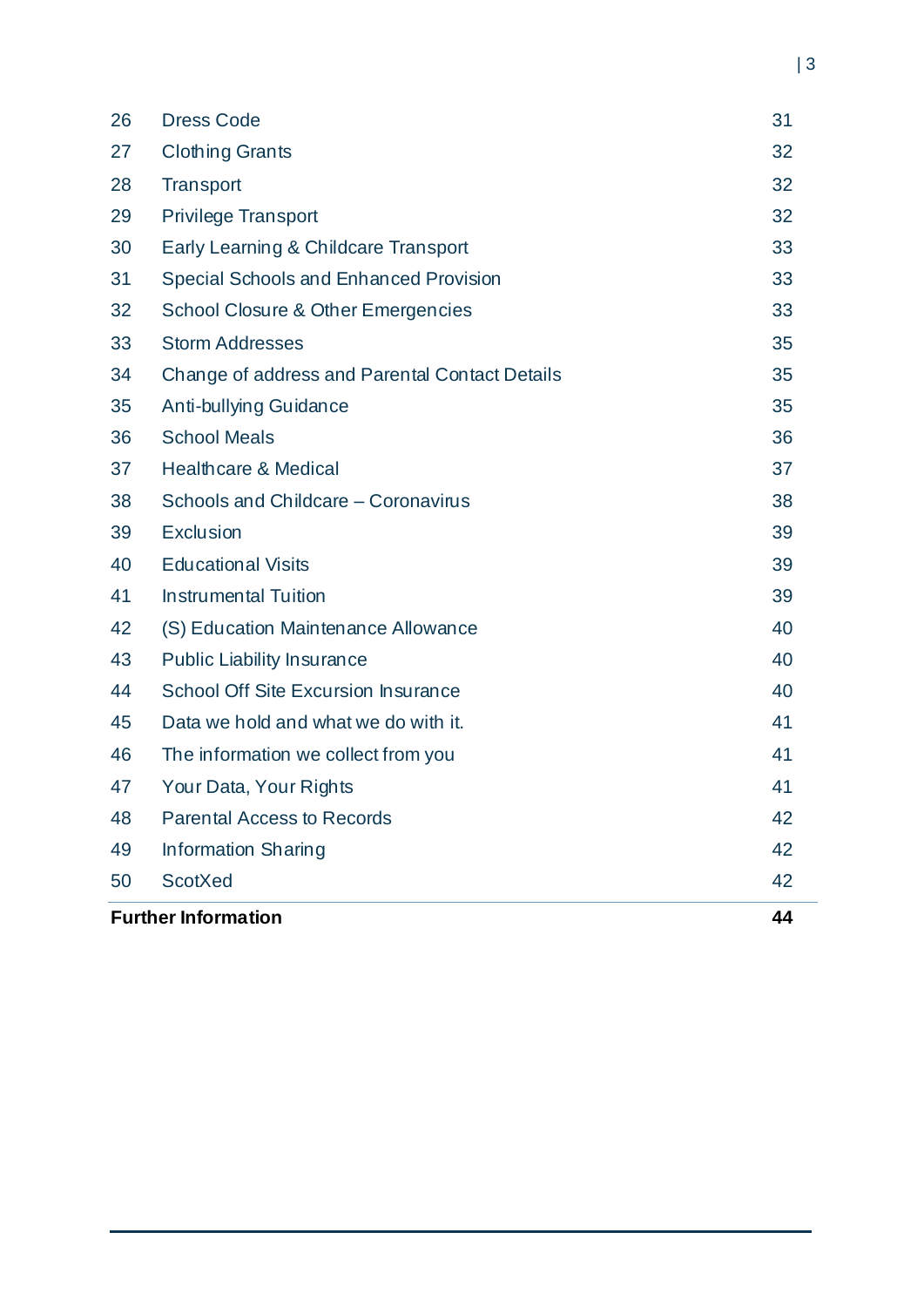| | | |
|---|---|---|
| 26 | Dress Code | 31 |
| 27 | Clothing Grants | 32 |
| 28 | Transport | 32 |
| 29 | Privilege Transport | 32 |
| 30 | Early Learning & Childcare Transport | 33 |
| 31 | Special Schools and Enhanced Provision | 33 |
| 32 | School Closure & Other Emergencies | 33 |
| 33 | Storm Addresses | 35 |
| 34 | Change of address and Parental Contact Details | 35 |
| 35 | Anti-bullying Guidance | 35 |
| 36 | School Meals | 36 |
| 37 | Healthcare & Medical | 37 |
| 38 | Schools and Childcare – Coronavirus | 38 |
| 39 | Exclusion | 39 |
| 40 | Educational Visits | 39 |
| 41 | Instrumental Tuition | 39 |
| 42 | (S) Education Maintenance Allowance | 40 |
| 43 | Public Liability Insurance | 40 |
| 44 | School Off Site Excursion Insurance | 40 |
| 45 | Data we hold and what we do with it. | 41 |
| 46 | The information we collect from you | 41 |
| 47 | Your Data, Your Rights | 41 |
| 48 | Parental Access to Records | 42 |
| 49 | Information Sharing | 42 |
| 50 | ScotXed | 42 |
| **Further Information** | | **44** |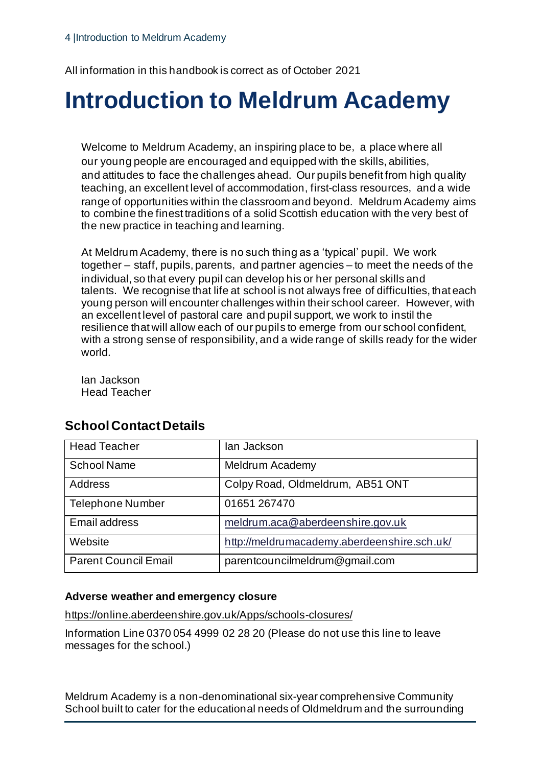All information in this handbook is correct as of October 2021

# Introduction to Meldrum Academy

Welcome to Meldrum Academy, an inspiring place to be, a place where all our young people are encouraged and equipped with the skills, abilities, and attitudes to face the challenges ahead. Our pupils benefit from high quality teaching, an excellent level of accommodation, first-class resources, and a wide range of opportunities within the classroom and beyond. Meldrum Academy aims to combine the finest traditions of a solid Scottish education with the very best of the new practice in teaching and learning.

At Meldrum Academy, there is no such thing as a 'typical' pupil. We work together – staff, pupils, parents, and partner agencies – to meet the needs of the individual, so that every pupil can develop his or her personal skills and talents. We recognise that life at school is not always free of difficulties, that each young person will encounter challenges within their school career. However, with an excellent level of pastoral care and pupil support, we work to instil the resilience that will allow each of our pupils to emerge from our school confident, with a strong sense of responsibility, and a wide range of skills ready for the wider world.

Ian Jackson
Head Teacher

## School Contact Details

| Head Teacher | Ian Jackson |
|---|---|
| School Name | Meldrum Academy |
| Address | Colpy Road, Oldmeldrum, AB51 0NT |
| Telephone Number | 01651 267470 |
| Email address | meldrum.aca@aberdeenshire.gov.uk |
| Website | http://meldrumacademy.aberdeenshire.sch.uk/ |
| Parent Council Email | parentcouncilmeldrum@gmail.com |

**Adverse weather and emergency closure**

https://online.aberdeenshire.gov.uk/Apps/schools-closures/

Information Line 0370 054 4999 02 28 20 (Please do not use this line to leave messages for the school.)

Meldrum Academy is a non-denominational six-year comprehensive Community School built to cater for the educational needs of Oldmeldrum and the surrounding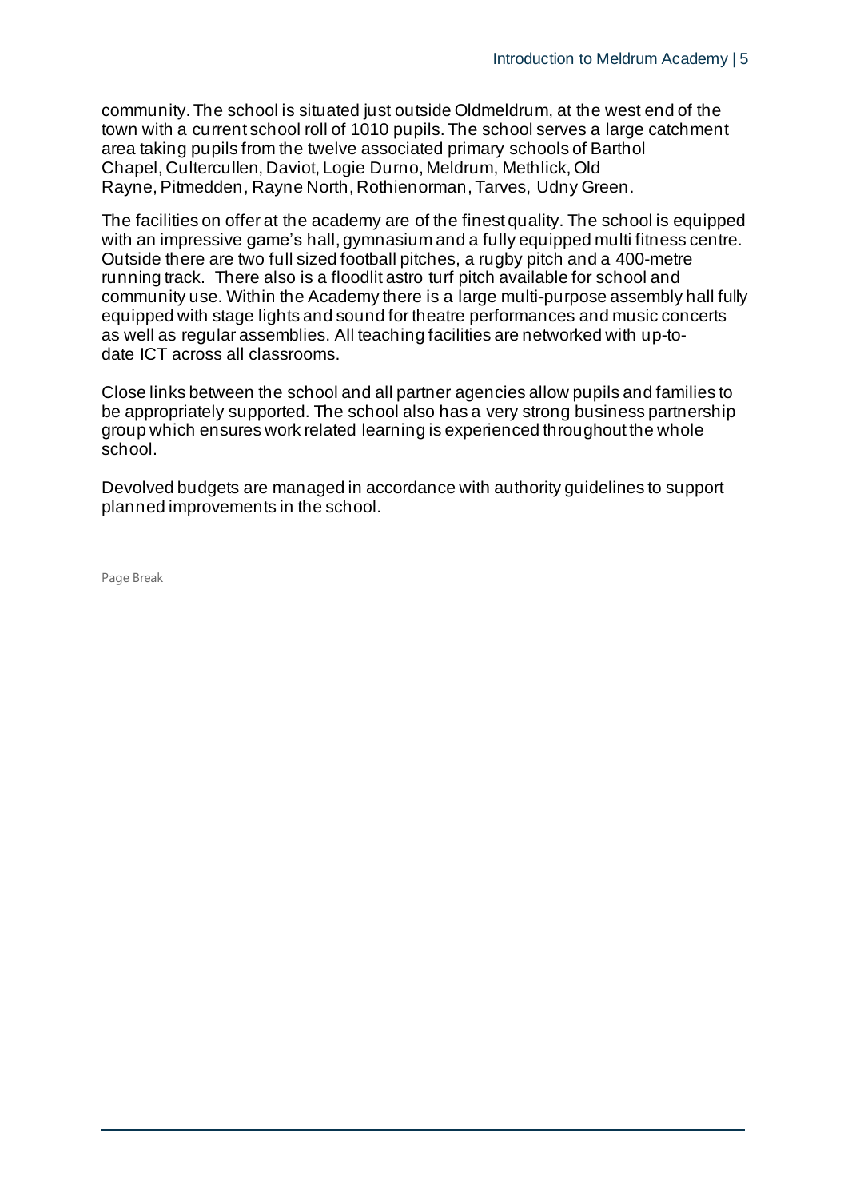community. The school is situated just outside Oldmeldrum, at the west end of the town with a current school roll of 1010 pupils. The school serves a large catchment area taking pupils from the twelve associated primary schools of Barthol Chapel, Cultercullen, Daviot, Logie Durno, Meldrum, Methlick, Old Rayne, Pitmedden, Rayne North, Rothienorman, Tarves, Udny Green.

The facilities on offer at the academy are of the finest quality. The school is equipped with an impressive game's hall, gymnasium and a fully equipped multi fitness centre. Outside there are two full sized football pitches, a rugby pitch and a 400-metre running track. There also is a floodlit astro turf pitch available for school and community use. Within the Academy there is a large multi-purpose assembly hall fully equipped with stage lights and sound for theatre performances and music concerts as well as regular assemblies. All teaching facilities are networked with up-to-date ICT across all classrooms.

Close links between the school and all partner agencies allow pupils and families to be appropriately supported. The school also has a very strong business partnership group which ensures work related learning is experienced throughout the whole school.

Devolved budgets are managed in accordance with authority guidelines to support planned improvements in the school.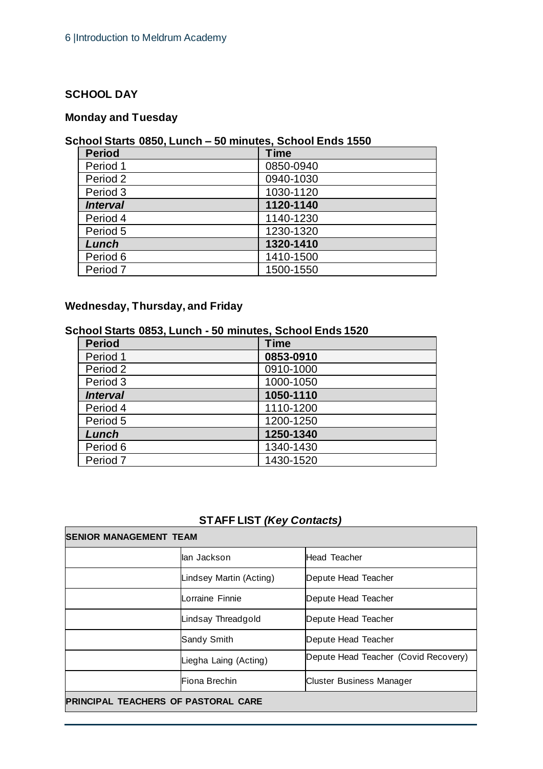## SCHOOL DAY

### Monday and Tuesday

**School Starts 0850, Lunch – 50 minutes, School Ends 1550**

| Period | Time |
|---|---|
| Period 1 | 0850-0940 |
| Period 2 | 0940-1030 |
| Period 3 | 1030-1120 |
| ***Interval*** | **1120-1140** |
| Period 4 | 1140-1230 |
| Period 5 | 1230-1320 |
| ***Lunch*** | **1320-1410** |
| Period 6 | 1410-1500 |
| Period 7 | 1500-1550 |

### Wednesday, Thursday, and Friday

**School Starts 0853, Lunch - 50 minutes, School Ends 1520**

| Period | Time |
|---|---|
| Period 1 | **0853-0910** |
| Period 2 | 0910-1000 |
| Period 3 | 1000-1050 |
| ***Interval*** | **1050-1110** |
| Period 4 | 1110-1200 |
| Period 5 | 1200-1250 |
| ***Lunch*** | **1250-1340** |
| Period 6 | 1340-1430 |
| Period 7 | 1430-1520 |

### STAFF LIST *(Key Contacts)*

| SENIOR MANAGEMENT TEAM | | |
|---|---|---|
| | Ian Jackson | Head Teacher |
| | Lindsey Martin (Acting) | Depute Head Teacher |
| | Lorraine Finnie | Depute Head Teacher |
| | Lindsay Threadgold | Depute Head Teacher |
| | Sandy Smith | Depute Head Teacher |
| | Liegha Laing (Acting) | Depute Head Teacher (Covid Recovery) |
| | Fiona Brechin | Cluster Business Manager |
| **PRINCIPAL TEACHERS OF PASTORAL CARE** | | |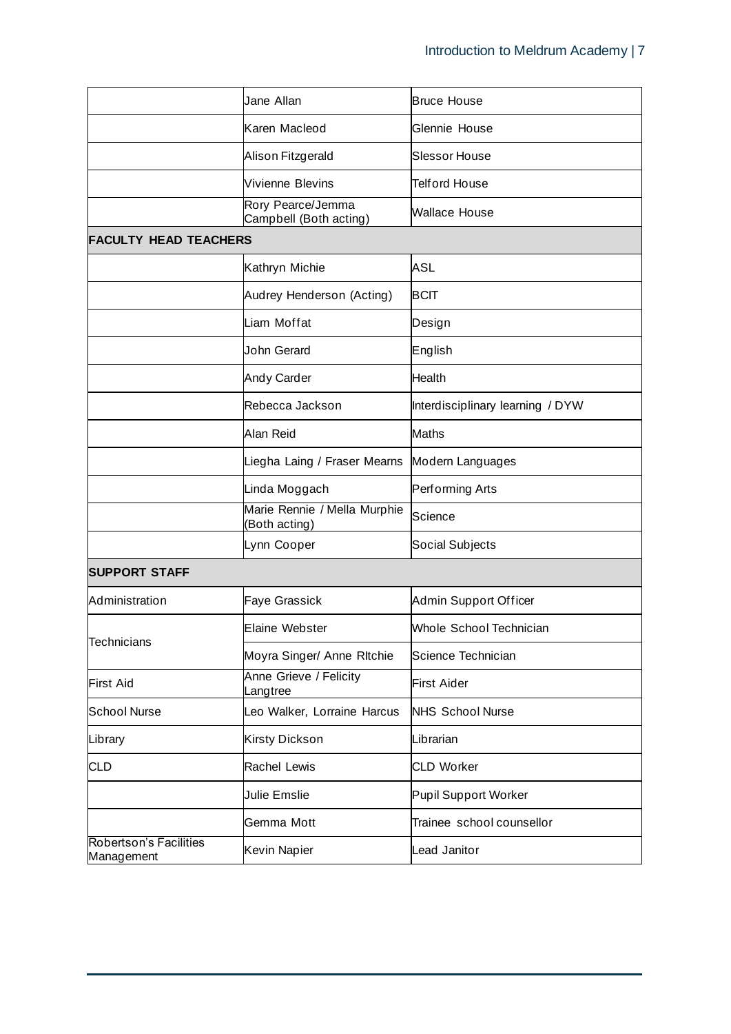| | | |
|---|---|---|
| | Jane Allan | Bruce House |
| | Karen Macleod | Glennie House |
| | Alison Fitzgerald | Slessor House |
| | Vivienne Blevins | Telford House |
| | Rory Pearce/Jemma Campbell (Both acting) | Wallace House |
| **FACULTY HEAD TEACHERS** | | |
| | Kathryn Michie | ASL |
| | Audrey Henderson (Acting) | BCIT |
| | Liam Moffat | Design |
| | John Gerard | English |
| | Andy Carder | Health |
| | Rebecca Jackson | Interdisciplinary learning / DYW |
| | Alan Reid | Maths |
| | Liegha Laing / Fraser Mearns | Modern Languages |
| | Linda Moggach | Performing Arts |
| | Marie Rennie / Mella Murphie (Both acting) | Science |
| | Lynn Cooper | Social Subjects |
| **SUPPORT STAFF** | | |
| Administration | Faye Grassick | Admin Support Officer |
| Technicians | Elaine Webster | Whole School Technician |
| | Moyra Singer/ Anne RItchie | Science Technician |
| First Aid | Anne Grieve / Felicity Langtree | First Aider |
| School Nurse | Leo Walker, Lorraine Harcus | NHS School Nurse |
| Library | Kirsty Dickson | Librarian |
| CLD | Rachel Lewis | CLD Worker |
| | Julie Emslie | Pupil Support Worker |
| | Gemma Mott | Trainee school counsellor |
| Robertson's Facilities Management | Kevin Napier | Lead Janitor |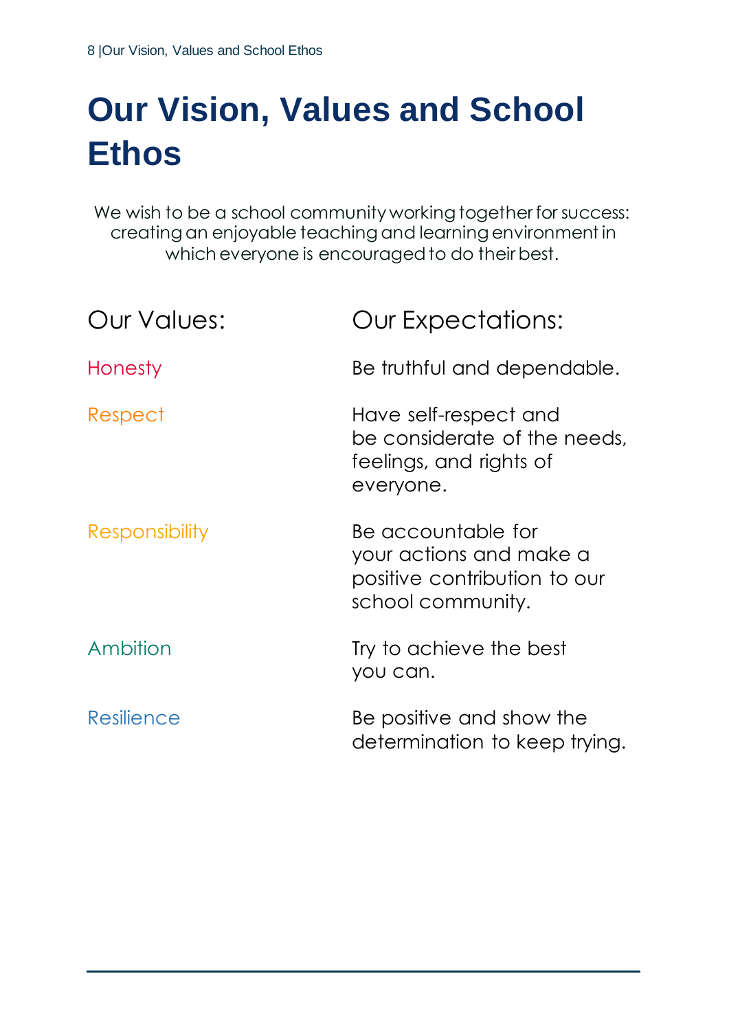# Our Vision, Values and School Ethos

We wish to be a school community working together for success: creating an enjoyable teaching and learning environment in which everyone is encouraged to do their best.

| Our Values: | Our Expectations: |
| --- | --- |
| Honesty | Be truthful and dependable. |
| Respect | Have self-respect and be considerate of the needs, feelings, and rights of everyone. |
| Responsibility | Be accountable for your actions and make a positive contribution to our school community. |
| Ambition | Try to achieve the best you can. |
| Resilience | Be positive and show the determination to keep trying. |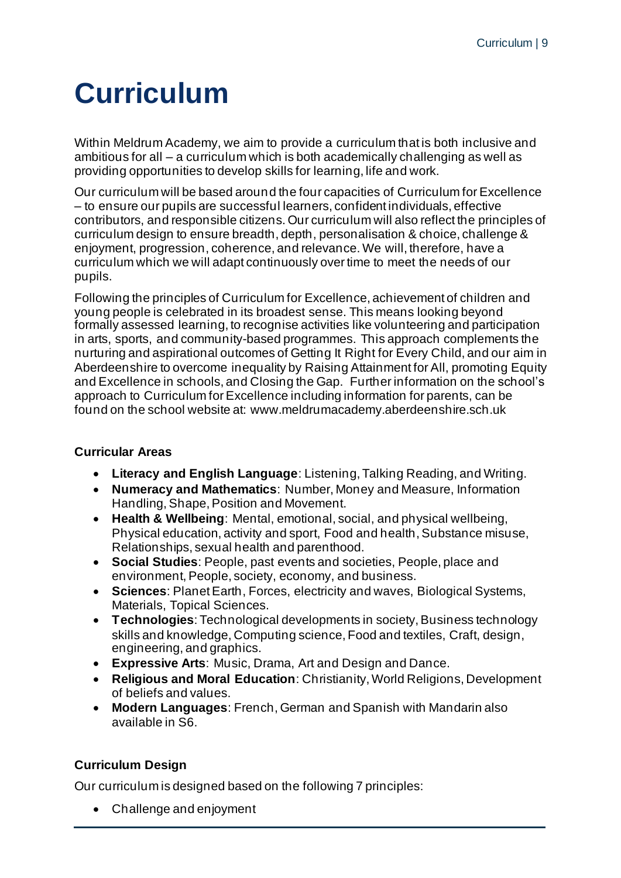# Curriculum

Within Meldrum Academy, we aim to provide a curriculum that is both inclusive and ambitious for all – a curriculum which is both academically challenging as well as providing opportunities to develop skills for learning, life and work.

Our curriculum will be based around the four capacities of Curriculum for Excellence – to ensure our pupils are successful learners, confident individuals, effective contributors, and responsible citizens. Our curriculum will also reflect the principles of curriculum design to ensure breadth, depth, personalisation & choice, challenge & enjoyment, progression, coherence, and relevance. We will, therefore, have a curriculum which we will adapt continuously over time to meet the needs of our pupils.

Following the principles of Curriculum for Excellence, achievement of children and young people is celebrated in its broadest sense. This means looking beyond formally assessed learning, to recognise activities like volunteering and participation in arts, sports, and community-based programmes. This approach complements the nurturing and aspirational outcomes of Getting It Right for Every Child, and our aim in Aberdeenshire to overcome inequality by Raising Attainment for All, promoting Equity and Excellence in schools, and Closing the Gap. Further information on the school's approach to Curriculum for Excellence including information for parents, can be found on the school website at: www.meldrumacademy.aberdeenshire.sch.uk

### Curricular Areas

- **Literacy and English Language**: Listening, Talking Reading, and Writing.
- **Numeracy and Mathematics**: Number, Money and Measure, Information Handling, Shape, Position and Movement.
- **Health & Wellbeing**: Mental, emotional, social, and physical wellbeing, Physical education, activity and sport, Food and health, Substance misuse, Relationships, sexual health and parenthood.
- **Social Studies**: People, past events and societies, People, place and environment, People, society, economy, and business.
- **Sciences**: Planet Earth, Forces, electricity and waves, Biological Systems, Materials, Topical Sciences.
- **Technologies**: Technological developments in society, Business technology skills and knowledge, Computing science, Food and textiles, Craft, design, engineering, and graphics.
- **Expressive Arts**: Music, Drama, Art and Design and Dance.
- **Religious and Moral Education**: Christianity, World Religions, Development of beliefs and values.
- **Modern Languages**: French, German and Spanish with Mandarin also available in S6.

### Curriculum Design

Our curriculum is designed based on the following 7 principles:

- Challenge and enjoyment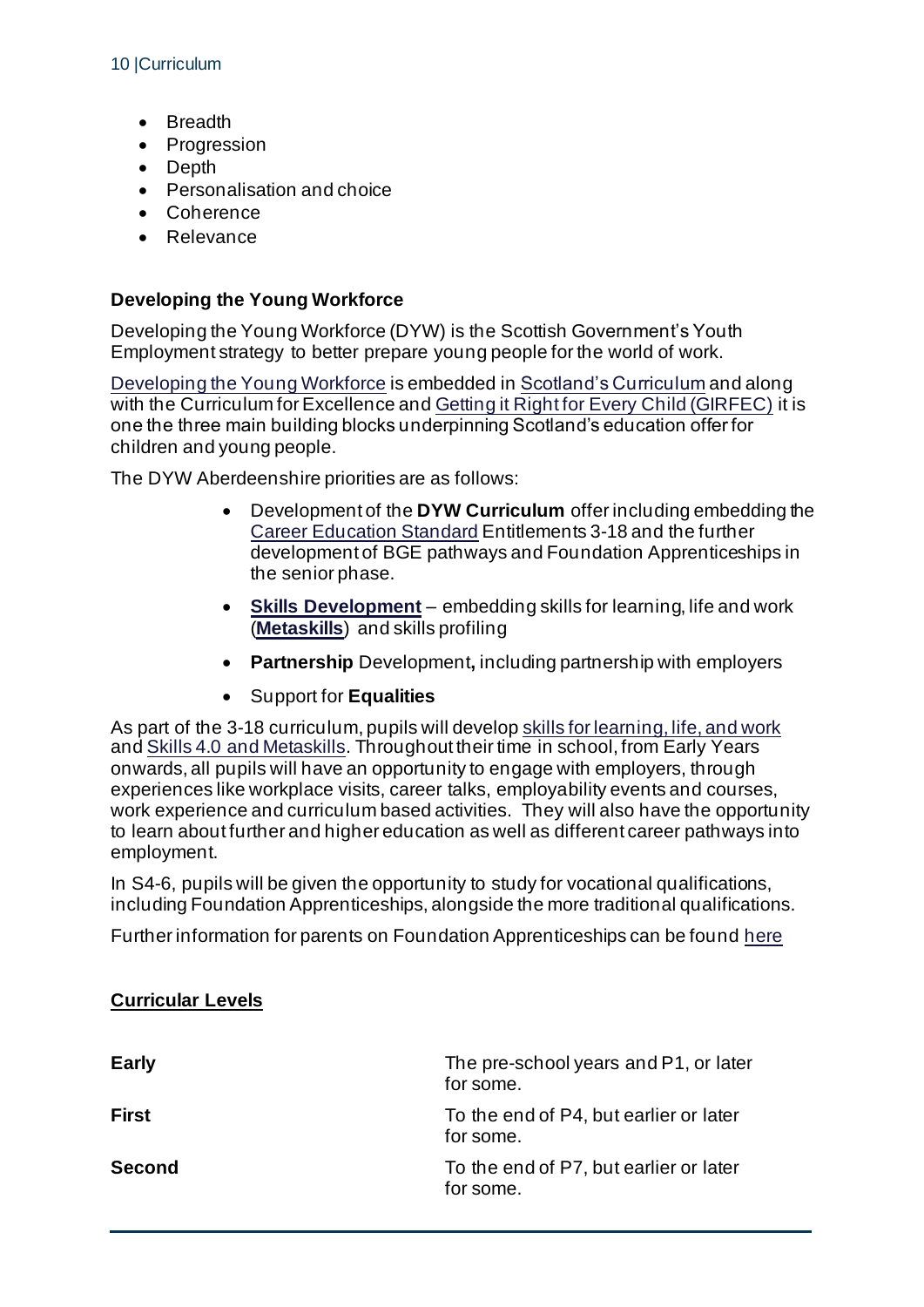- Breadth
- Progression
- Depth
- Personalisation and choice
- Coherence
- Relevance

### Developing the Young Workforce

Developing the Young Workforce (DYW) is the Scottish Government's Youth Employment strategy to better prepare young people for the world of work.

Developing the Young Workforce is embedded in Scotland's Curriculum and along with the Curriculum for Excellence and Getting it Right for Every Child (GIRFEC) it is one the three main building blocks underpinning Scotland's education offer for children and young people.

The DYW Aberdeenshire priorities are as follows:

- Development of the **DYW Curriculum** offer including embedding the Career Education Standard Entitlements 3-18 and the further development of BGE pathways and Foundation Apprenticeships in the senior phase.
- **Skills Development** – embedding skills for learning, life and work (**Metaskills**) and skills profiling
- **Partnership** Development**,** including partnership with employers
- Support for **Equalities**

As part of the 3-18 curriculum, pupils will develop skills for learning, life, and work and Skills 4.0 and Metaskills. Throughout their time in school, from Early Years onwards, all pupils will have an opportunity to engage with employers, through experiences like workplace visits, career talks, employability events and courses, work experience and curriculum based activities. They will also have the opportunity to learn about further and higher education as well as different career pathways into employment.

In S4-6, pupils will be given the opportunity to study for vocational qualifications, including Foundation Apprenticeships, alongside the more traditional qualifications.

Further information for parents on Foundation Apprenticeships can be found here

### Curricular Levels

| | |
|---|---|
| **Early** | The pre-school years and P1, or later for some. |
| **First** | To the end of P4, but earlier or later for some. |
| **Second** | To the end of P7, but earlier or later for some. |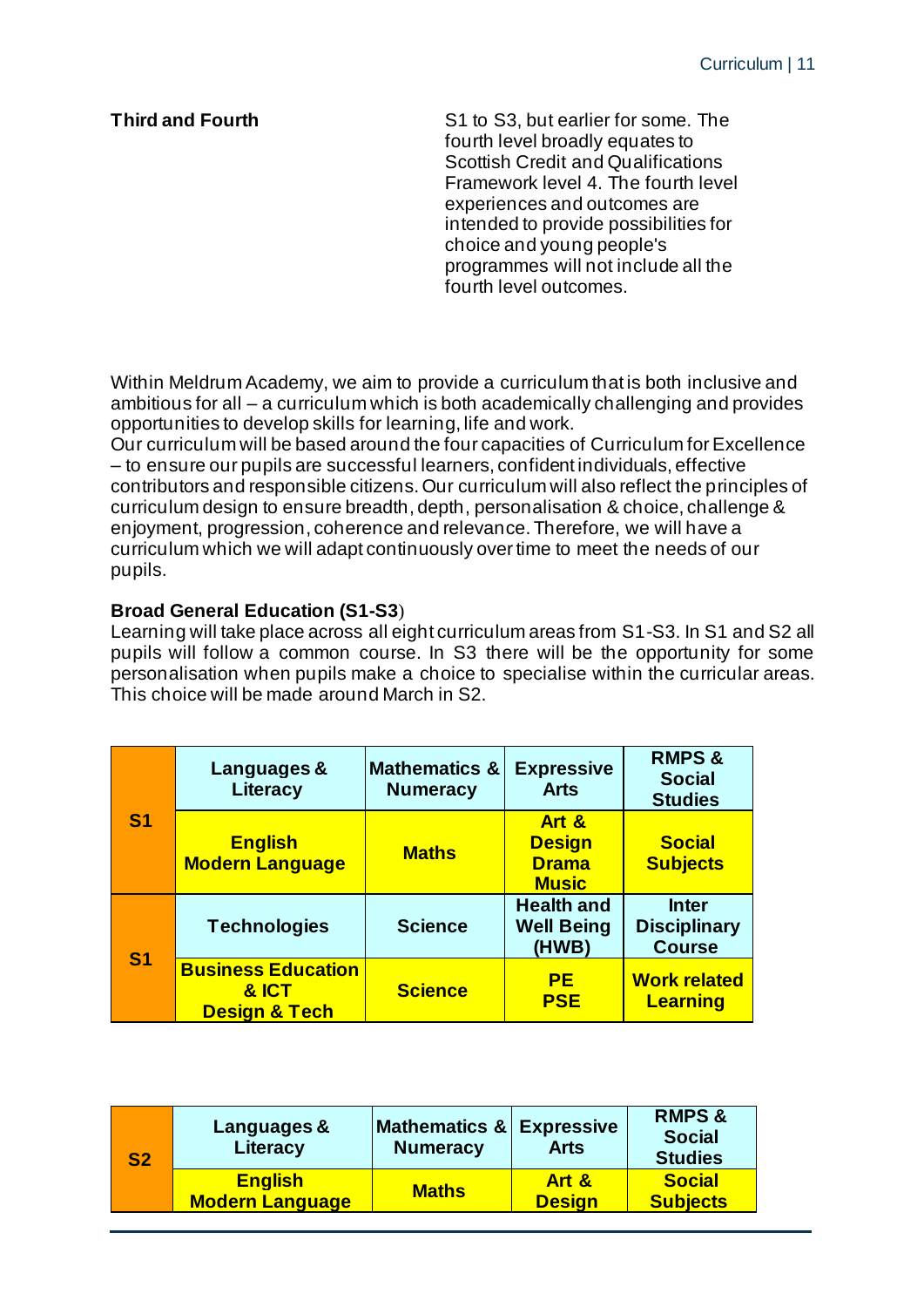| **Third and Fourth** | S1 to S3, but earlier for some. The fourth level broadly equates to Scottish Credit and Qualifications Framework level 4. The fourth level experiences and outcomes are intended to provide possibilities for choice and young people's programmes will not include all the fourth level outcomes. |
|---|---|

Within Meldrum Academy, we aim to provide a curriculum that is both inclusive and ambitious for all – a curriculum which is both academically challenging and provides opportunities to develop skills for learning, life and work.
Our curriculum will be based around the four capacities of Curriculum for Excellence – to ensure our pupils are successful learners, confident individuals, effective contributors and responsible citizens. Our curriculum will also reflect the principles of curriculum design to ensure breadth, depth, personalisation & choice, challenge & enjoyment, progression, coherence and relevance. Therefore, we will have a curriculum which we will adapt continuously over time to meet the needs of our pupils.

**Broad General Education (S1-S3**)
Learning will take place across all eight curriculum areas from S1-S3. In S1 and S2 all pupils will follow a common course. In S3 there will be the opportunity for some personalisation when pupils make a choice to specialise within the curricular areas. This choice will be made around March in S2.

| | | | | |
|---|---|---|---|---|
| **S1** | **Languages & Literacy** | **Mathematics & Numeracy** | **Expressive Arts** | **RMPS & Social Studies** |
| | **English Modern Language** | **Maths** | **Art & Design Drama Music** | **Social Subjects** |
| **S1** | **Technologies** | **Science** | **Health and Well Being (HWB)** | **Inter Disciplinary Course** |
| | **Business Education & ICT Design & Tech** | **Science** | **PE PSE** | **Work related Learning** |

| | | | | |
|---|---|---|---|---|
| **S2** | **Languages & Literacy** | **Mathematics & Numeracy** | **Expressive Arts** | **RMPS & Social Studies** |
| | **English Modern Language** | **Maths** | **Art & Design** | **Social Subjects** |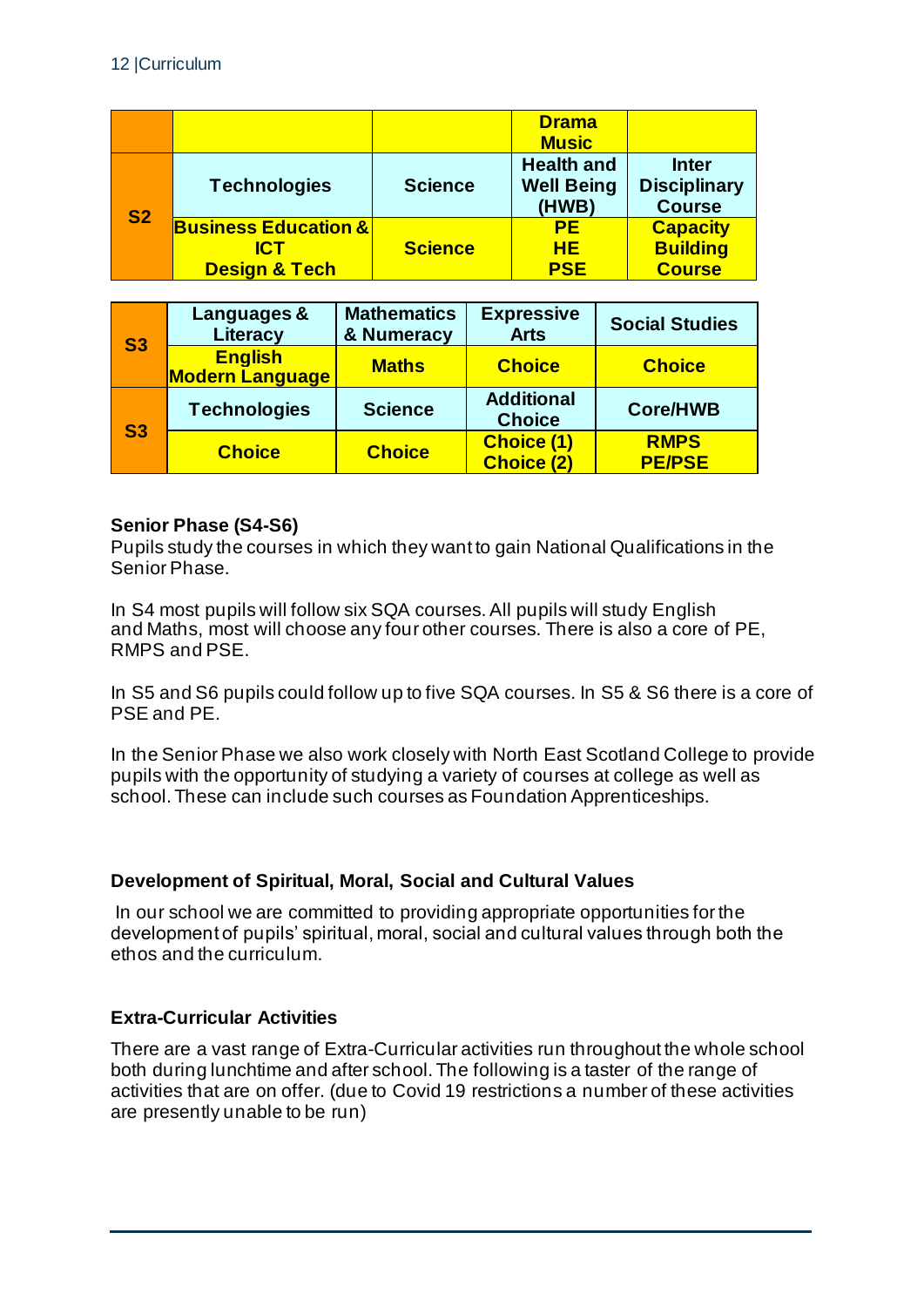| | | | | |
|---|---|---|---|---|
| | | | **Drama Music** | |
| **S2** | **Technologies** | **Science** | **Health and Well Being (HWB)** | **Inter Disciplinary Course** |
| | **Business Education & ICT Design & Tech** | **Science** | **PE HE PSE** | **Capacity Building Course** |

| | | | | |
|---|---|---|---|---|
| **S3** | **Languages & Literacy** | **Mathematics & Numeracy** | **Expressive Arts** | **Social Studies** |
| | **English Modern Language** | **Maths** | **Choice** | **Choice** |
| **S3** | **Technologies** | **Science** | **Additional Choice** | **Core/HWB** |
| | **Choice** | **Choice** | **Choice (1) Choice (2)** | **RMPS PE/PSE** |

### Senior Phase (S4-S6)

Pupils study the courses in which they want to gain National Qualifications in the Senior Phase.

In S4 most pupils will follow six SQA courses. All pupils will study English and Maths, most will choose any four other courses. There is also a core of PE, RMPS and PSE.

In S5 and S6 pupils could follow up to five SQA courses. In S5 & S6 there is a core of PSE and PE.

In the Senior Phase we also work closely with North East Scotland College to provide pupils with the opportunity of studying a variety of courses at college as well as school. These can include such courses as Foundation Apprenticeships.

### Development of Spiritual, Moral, Social and Cultural Values

In our school we are committed to providing appropriate opportunities for the development of pupils' spiritual, moral, social and cultural values through both the ethos and the curriculum.

### Extra-Curricular Activities

There are a vast range of Extra-Curricular activities run throughout the whole school both during lunchtime and after school. The following is a taster of the range of activities that are on offer. (due to Covid 19 restrictions a number of these activities are presently unable to be run)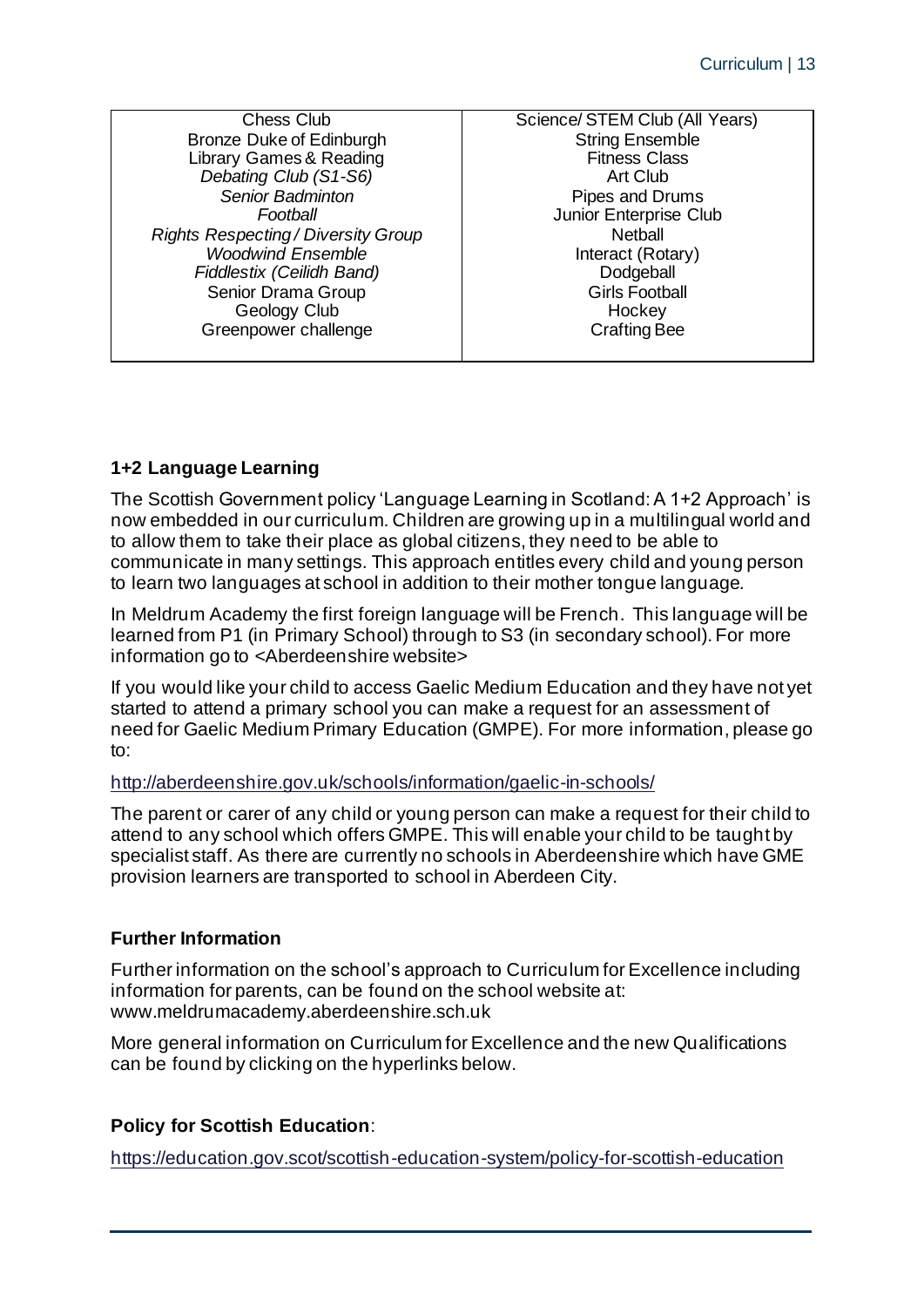| | |
|---|---|
| Chess Club<br>Bronze Duke of Edinburgh<br>Library Games & Reading<br>*Debating Club (S1-S6)*<br>*Senior Badminton*<br>*Football*<br>*Rights Respecting / Diversity Group*<br>*Woodwind Ensemble*<br>*Fiddlestix (Ceilidh Band)*<br>Senior Drama Group<br>Geology Club<br>Greenpower challenge | Science/ STEM Club (All Years)<br>String Ensemble<br>Fitness Class<br>Art Club<br>Pipes and Drums<br>Junior Enterprise Club<br>Netball<br>Interact (Rotary)<br>Dodgeball<br>Girls Football<br>Hockey<br>Crafting Bee |

**1+2 Language Learning**

The Scottish Government policy 'Language Learning in Scotland: A 1+2 Approach' is now embedded in our curriculum. Children are growing up in a multilingual world and to allow them to take their place as global citizens, they need to be able to communicate in many settings. This approach entitles every child and young person to learn two languages at school in addition to their mother tongue language.

In Meldrum Academy the first foreign language will be French. This language will be learned from P1 (in Primary School) through to S3 (in secondary school). For more information go to <Aberdeenshire website>

If you would like your child to access Gaelic Medium Education and they have not yet started to attend a primary school you can make a request for an assessment of need for Gaelic Medium Primary Education (GMPE). For more information, please go to:

http://aberdeenshire.gov.uk/schools/information/gaelic-in-schools/

The parent or carer of any child or young person can make a request for their child to attend to any school which offers GMPE. This will enable your child to be taught by specialist staff. As there are currently no schools in Aberdeenshire which have GME provision learners are transported to school in Aberdeen City.

**Further Information**

Further information on the school's approach to Curriculum for Excellence including information for parents, can be found on the school website at: www.meldrumacademy.aberdeenshire.sch.uk

More general information on Curriculum for Excellence and the new Qualifications can be found by clicking on the hyperlinks below.

**Policy for Scottish Education**:

https://education.gov.scot/scottish-education-system/policy-for-scottish-education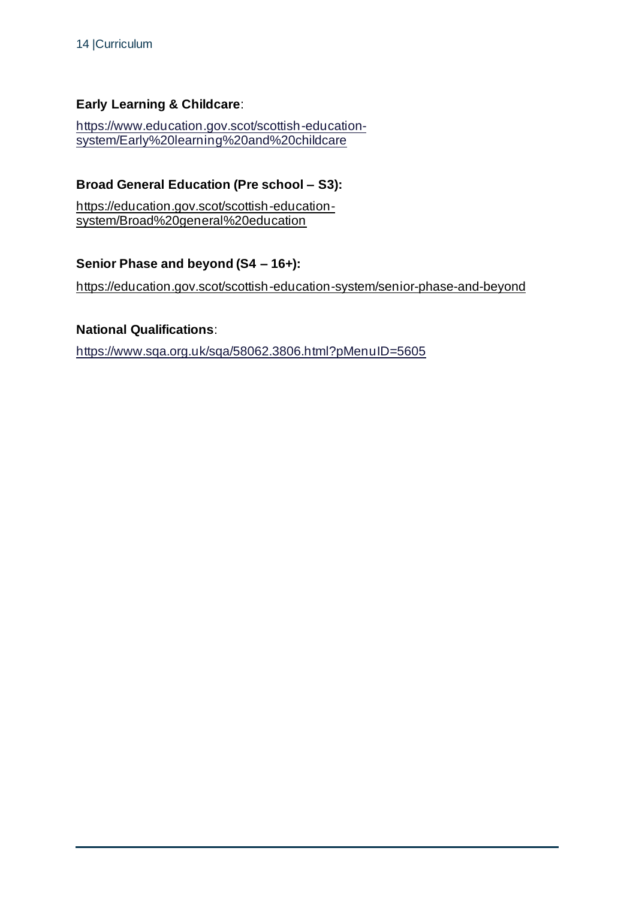**Early Learning & Childcare**:

https://www.education.gov.scot/scottish-education-system/Early%20learning%20and%20childcare

**Broad General Education (Pre school – S3):**

https://education.gov.scot/scottish-education-system/Broad%20general%20education

**Senior Phase and beyond (S4 – 16+):**

https://education.gov.scot/scottish-education-system/senior-phase-and-beyond

**National Qualifications**:

https://www.sqa.org.uk/sqa/58062.3806.html?pMenuID=5605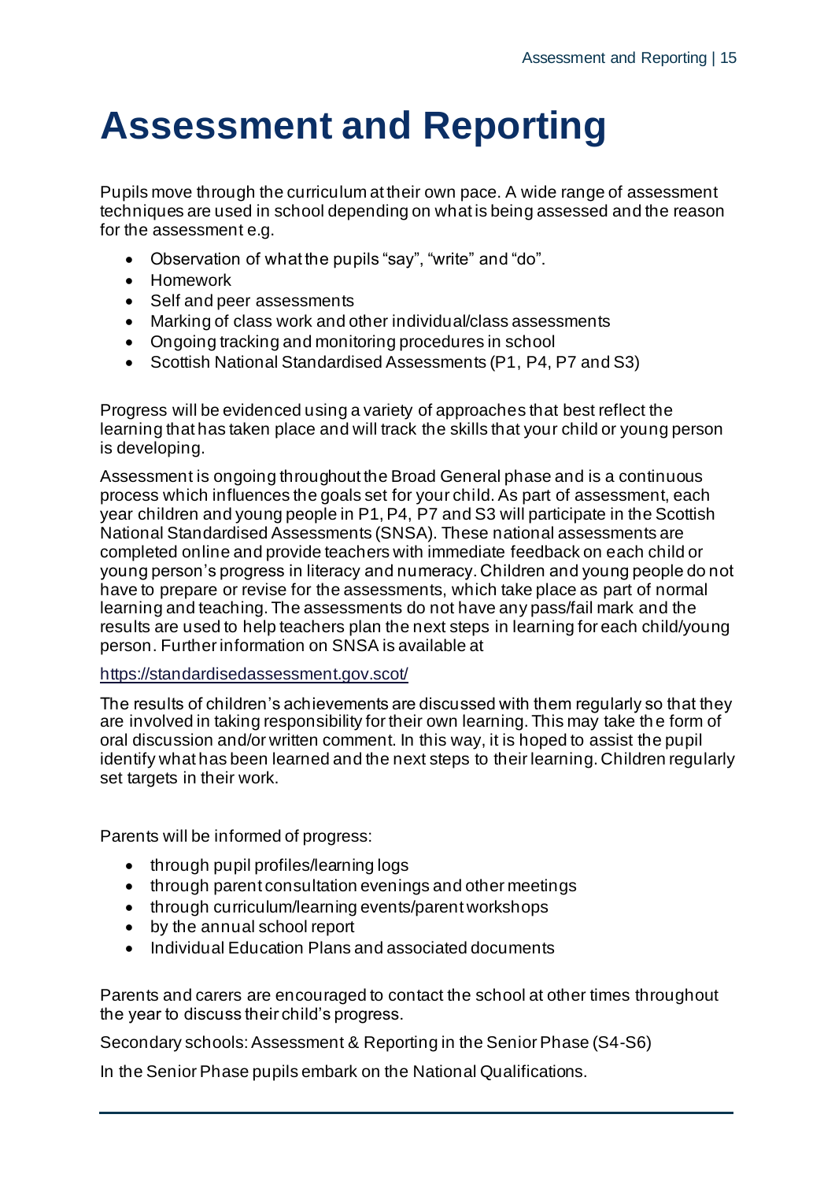# Assessment and Reporting

Pupils move through the curriculum at their own pace. A wide range of assessment techniques are used in school depending on what is being assessed and the reason for the assessment e.g.

- Observation of what the pupils "say", "write" and "do".
- Homework
- Self and peer assessments
- Marking of class work and other individual/class assessments
- Ongoing tracking and monitoring procedures in school
- Scottish National Standardised Assessments (P1, P4, P7 and S3)

Progress will be evidenced using a variety of approaches that best reflect the learning that has taken place and will track the skills that your child or young person is developing.

Assessment is ongoing throughout the Broad General phase and is a continuous process which influences the goals set for your child. As part of assessment, each year children and young people in P1, P4, P7 and S3 will participate in the Scottish National Standardised Assessments (SNSA). These national assessments are completed online and provide teachers with immediate feedback on each child or young person's progress in literacy and numeracy. Children and young people do not have to prepare or revise for the assessments, which take place as part of normal learning and teaching. The assessments do not have any pass/fail mark and the results are used to help teachers plan the next steps in learning for each child/young person. Further information on SNSA is available at

https://standardisedassessment.gov.scot/

The results of children's achievements are discussed with them regularly so that they are involved in taking responsibility for their own learning. This may take the form of oral discussion and/or written comment. In this way, it is hoped to assist the pupil identify what has been learned and the next steps to their learning. Children regularly set targets in their work.

Parents will be informed of progress:

- through pupil profiles/learning logs
- through parent consultation evenings and other meetings
- through curriculum/learning events/parent workshops
- by the annual school report
- Individual Education Plans and associated documents

Parents and carers are encouraged to contact the school at other times throughout the year to discuss their child's progress.

Secondary schools: Assessment & Reporting in the Senior Phase (S4-S6)

In the Senior Phase pupils embark on the National Qualifications.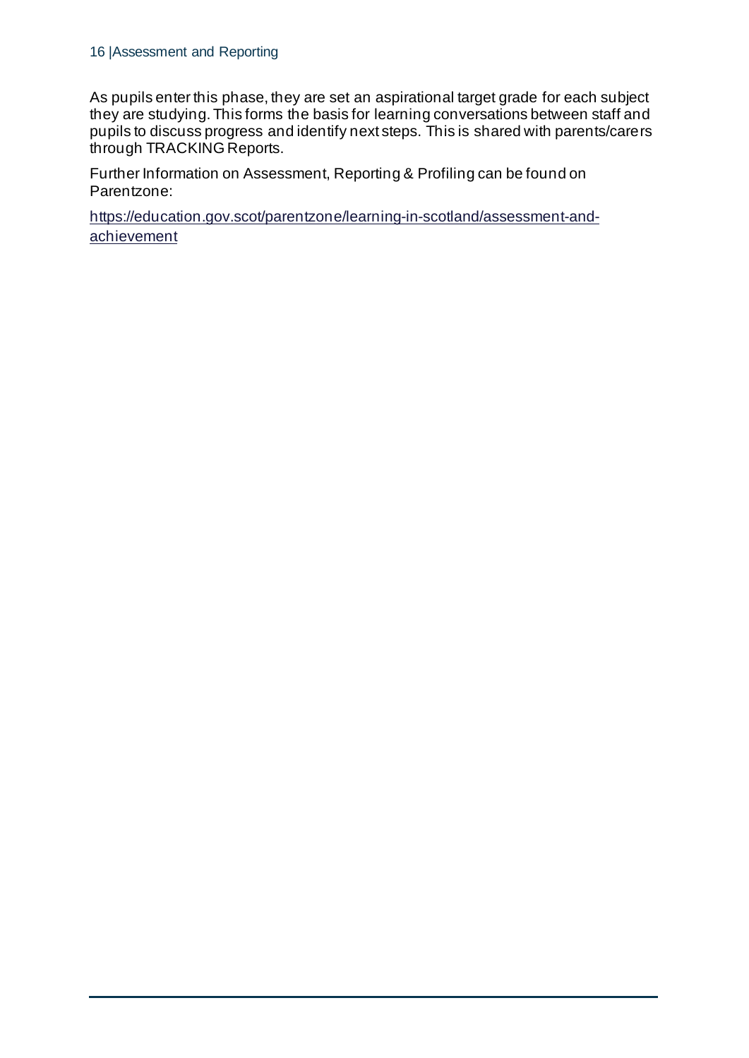As pupils enter this phase, they are set an aspirational target grade for each subject they are studying. This forms the basis for learning conversations between staff and pupils to discuss progress and identify next steps. This is shared with parents/carers through TRACKING Reports.

Further Information on Assessment, Reporting & Profiling can be found on Parentzone:

https://education.gov.scot/parentzone/learning-in-scotland/assessment-and-achievement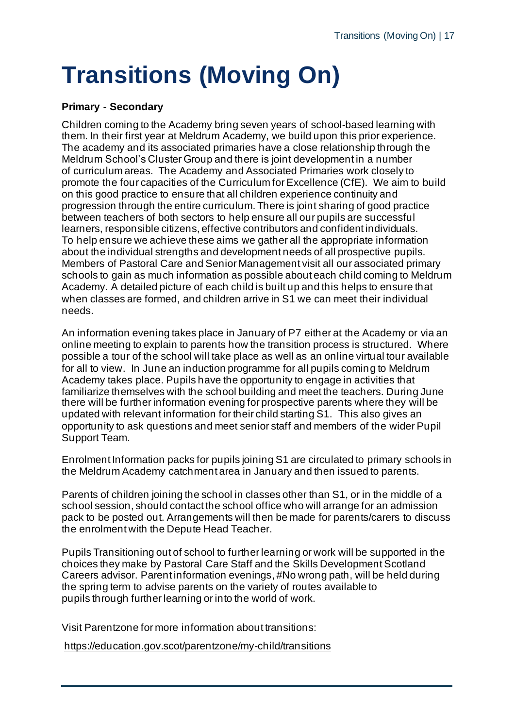# Transitions (Moving On)

**Primary - Secondary**

Children coming to the Academy bring seven years of school-based learning with them. In their first year at Meldrum Academy, we build upon this prior experience. The academy and its associated primaries have a close relationship through the Meldrum School's Cluster Group and there is joint development in a number of curriculum areas. The Academy and Associated Primaries work closely to promote the four capacities of the Curriculum for Excellence (CfE). We aim to build on this good practice to ensure that all children experience continuity and progression through the entire curriculum. There is joint sharing of good practice between teachers of both sectors to help ensure all our pupils are successful learners, responsible citizens, effective contributors and confident individuals. To help ensure we achieve these aims we gather all the appropriate information about the individual strengths and development needs of all prospective pupils. Members of Pastoral Care and Senior Management visit all our associated primary schools to gain as much information as possible about each child coming to Meldrum Academy. A detailed picture of each child is built up and this helps to ensure that when classes are formed, and children arrive in S1 we can meet their individual needs.

An information evening takes place in January of P7 either at the Academy or via an online meeting to explain to parents how the transition process is structured. Where possible a tour of the school will take place as well as an online virtual tour available for all to view. In June an induction programme for all pupils coming to Meldrum Academy takes place. Pupils have the opportunity to engage in activities that familiarize themselves with the school building and meet the teachers. During June there will be further information evening for prospective parents where they will be updated with relevant information for their child starting S1. This also gives an opportunity to ask questions and meet senior staff and members of the wider Pupil Support Team.

Enrolment Information packs for pupils joining S1 are circulated to primary schools in the Meldrum Academy catchment area in January and then issued to parents.

Parents of children joining the school in classes other than S1, or in the middle of a school session, should contact the school office who will arrange for an admission pack to be posted out. Arrangements will then be made for parents/carers to discuss the enrolment with the Depute Head Teacher.

Pupils Transitioning out of school to further learning or work will be supported in the choices they make by Pastoral Care Staff and the Skills Development Scotland Careers advisor. Parent information evenings, #No wrong path, will be held during the spring term to advise parents on the variety of routes available to pupils through further learning or into the world of work.

Visit Parentzone for more information about transitions:

https://education.gov.scot/parentzone/my-child/transitions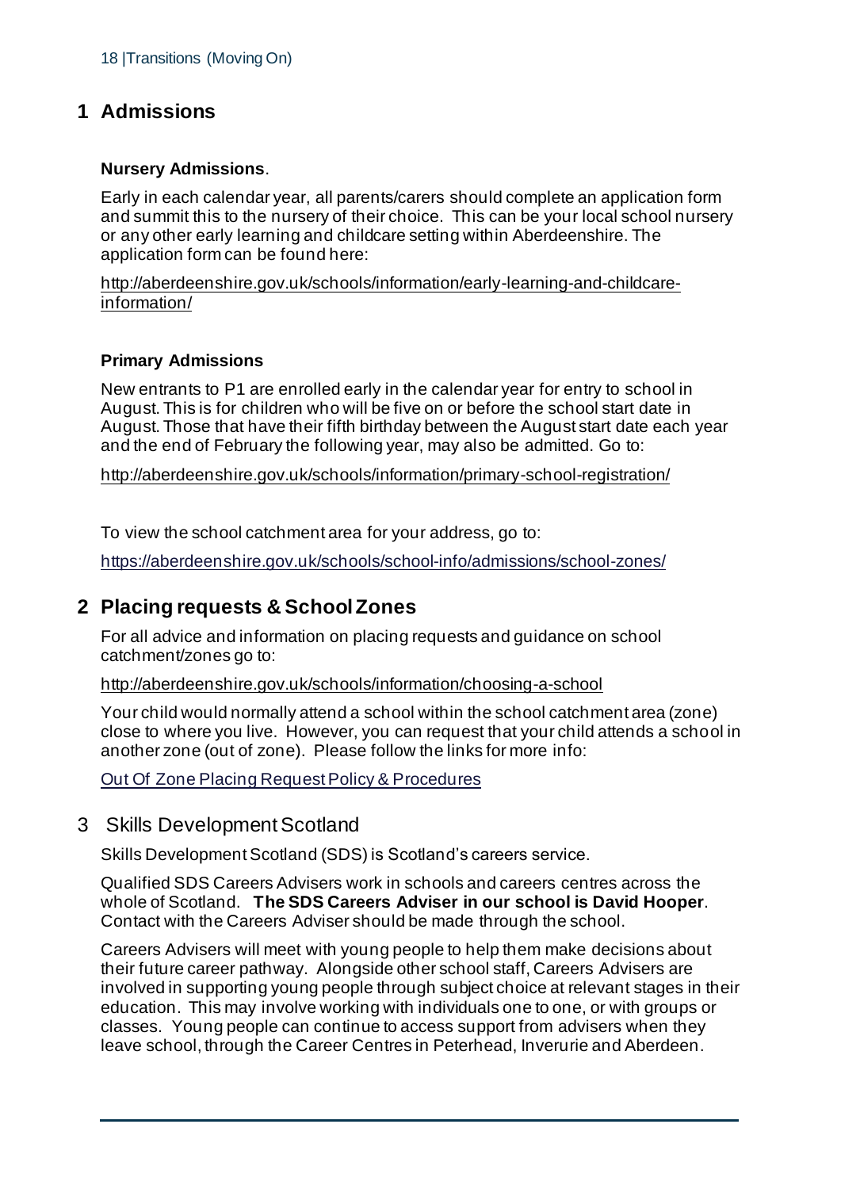# 1 Admissions

**Nursery Admissions**.

Early in each calendar year, all parents/carers should complete an application form and summit this to the nursery of their choice. This can be your local school nursery or any other early learning and childcare setting within Aberdeenshire. The application form can be found here:

http://aberdeenshire.gov.uk/schools/information/early-learning-and-childcare-information/

**Primary Admissions**

New entrants to P1 are enrolled early in the calendar year for entry to school in August. This is for children who will be five on or before the school start date in August. Those that have their fifth birthday between the August start date each year and the end of February the following year, may also be admitted. Go to:

http://aberdeenshire.gov.uk/schools/information/primary-school-registration/

To view the school catchment area for your address, go to:

https://aberdeenshire.gov.uk/schools/school-info/admissions/school-zones/

# 2 Placing requests & School Zones

For all advice and information on placing requests and guidance on school catchment/zones go to:

http://aberdeenshire.gov.uk/schools/information/choosing-a-school

Your child would normally attend a school within the school catchment area (zone) close to where you live. However, you can request that your child attends a school in another zone (out of zone). Please follow the links for more info:

Out Of Zone Placing Request Policy & Procedures

# 3 Skills Development Scotland

Skills Development Scotland (SDS) is Scotland's careers service.

Qualified SDS Careers Advisers work in schools and careers centres across the whole of Scotland. **The SDS Careers Adviser in our school is David Hooper**. Contact with the Careers Adviser should be made through the school.

Careers Advisers will meet with young people to help them make decisions about their future career pathway. Alongside other school staff, Careers Advisers are involved in supporting young people through subject choice at relevant stages in their education. This may involve working with individuals one to one, or with groups or classes. Young people can continue to access support from advisers when they leave school, through the Career Centres in Peterhead, Inverurie and Aberdeen.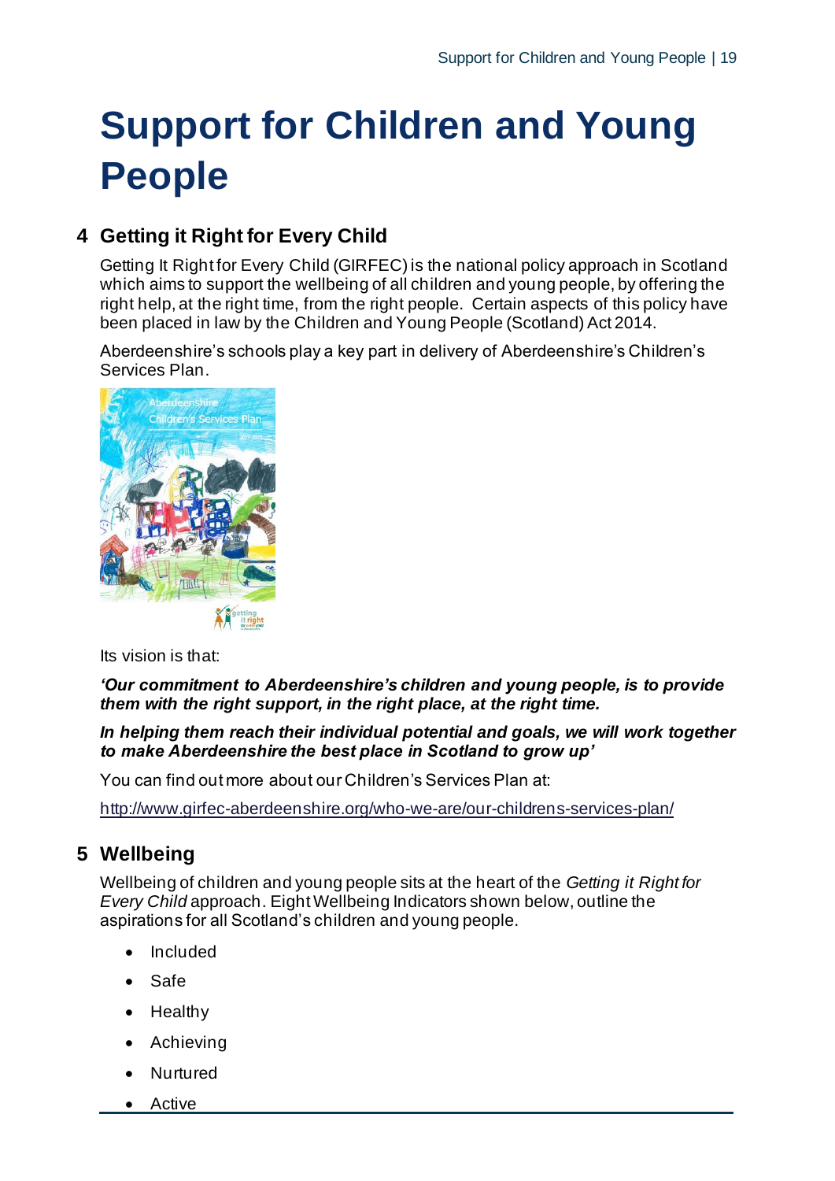# Support for Children and Young People

## 4 Getting it Right for Every Child

Getting It Right for Every Child (GIRFEC) is the national policy approach in Scotland which aims to support the wellbeing of all children and young people, by offering the right help, at the right time, from the right people. Certain aspects of this policy have been placed in law by the Children and Young People (Scotland) Act 2014.

Aberdeenshire's schools play a key part in delivery of Aberdeenshire's Children's Services Plan.

Its vision is that:

***'Our commitment to Aberdeenshire's children and young people, is to provide them with the right support, in the right place, at the right time.***

***In helping them reach their individual potential and goals, we will work together to make Aberdeenshire the best place in Scotland to grow up'***

You can find out more about our Children's Services Plan at:

http://www.girfec-aberdeenshire.org/who-we-are/our-childrens-services-plan/

## 5 Wellbeing

Wellbeing of children and young people sits at the heart of the *Getting it Right for Every Child* approach. Eight Wellbeing Indicators shown below, outline the aspirations for all Scotland's children and young people.

- Included
- Safe
- Healthy
- Achieving
- Nurtured
- Active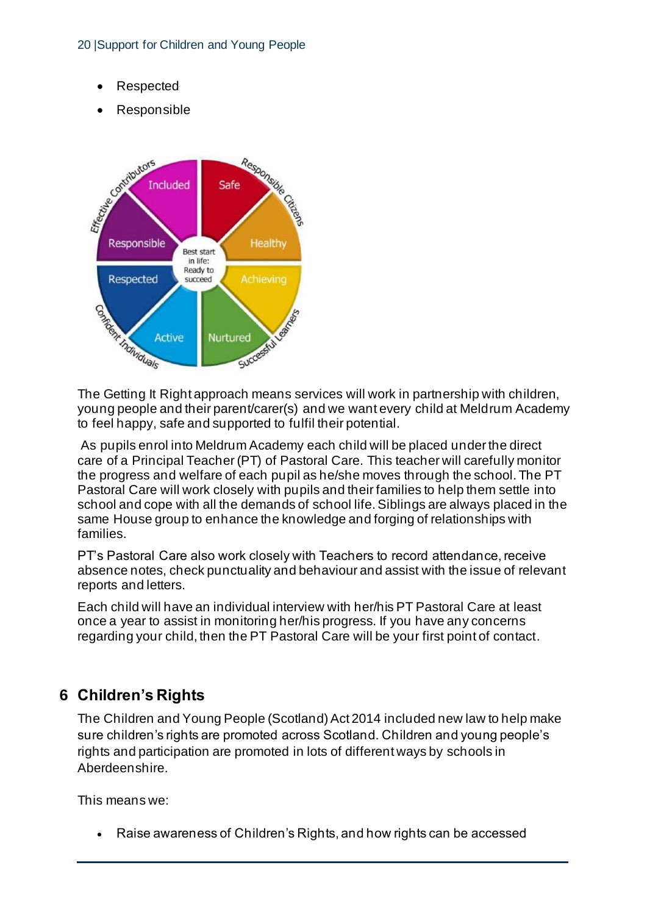- Respected
- Responsible

The Getting It Right approach means services will work in partnership with children, young people and their parent/carer(s) and we want every child at Meldrum Academy to feel happy, safe and supported to fulfil their potential.

As pupils enrol into Meldrum Academy each child will be placed under the direct care of a Principal Teacher (PT) of Pastoral Care. This teacher will carefully monitor the progress and welfare of each pupil as he/she moves through the school. The PT Pastoral Care will work closely with pupils and their families to help them settle into school and cope with all the demands of school life. Siblings are always placed in the same House group to enhance the knowledge and forging of relationships with families.

PT's Pastoral Care also work closely with Teachers to record attendance, receive absence notes, check punctuality and behaviour and assist with the issue of relevant reports and letters.

Each child will have an individual interview with her/his PT Pastoral Care at least once a year to assist in monitoring her/his progress. If you have any concerns regarding your child, then the PT Pastoral Care will be your first point of contact.

## 6 Children's Rights

The Children and Young People (Scotland) Act 2014 included new law to help make sure children's rights are promoted across Scotland. Children and young people's rights and participation are promoted in lots of different ways by schools in Aberdeenshire.

This means we:

- Raise awareness of Children's Rights, and how rights can be accessed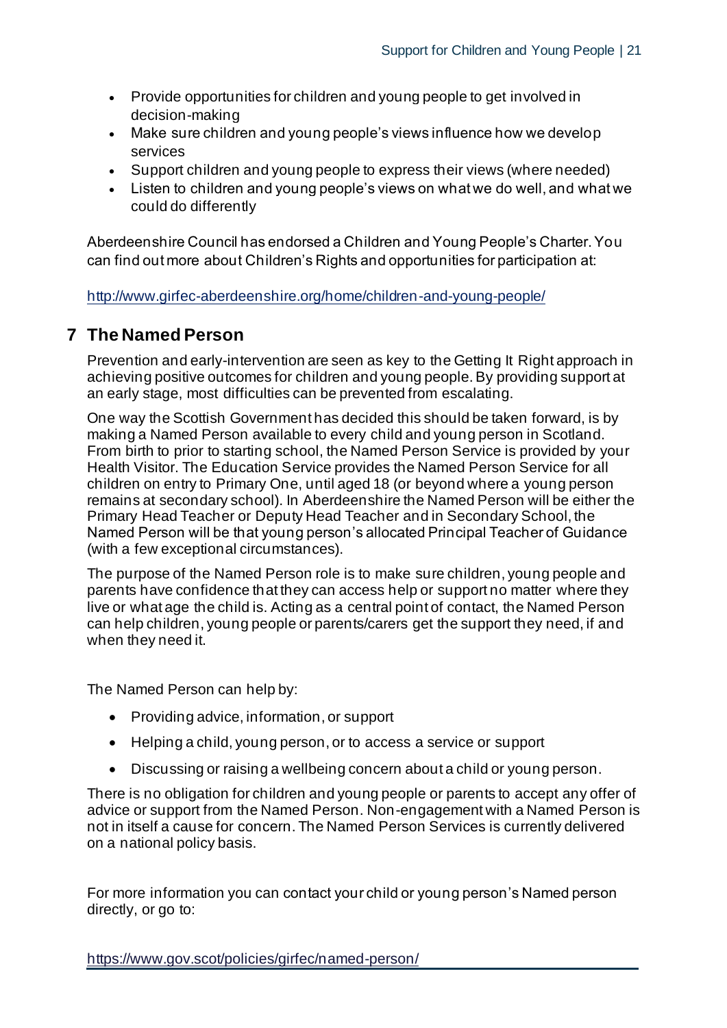- Provide opportunities for children and young people to get involved in decision-making
- Make sure children and young people's views influence how we develop services
- Support children and young people to express their views (where needed)
- Listen to children and young people's views on what we do well, and what we could do differently

Aberdeenshire Council has endorsed a Children and Young People's Charter. You can find out more about Children's Rights and opportunities for participation at:

http://www.girfec-aberdeenshire.org/home/children-and-young-people/

## 7 The Named Person

Prevention and early-intervention are seen as key to the Getting It Right approach in achieving positive outcomes for children and young people. By providing support at an early stage, most difficulties can be prevented from escalating.

One way the Scottish Government has decided this should be taken forward, is by making a Named Person available to every child and young person in Scotland. From birth to prior to starting school, the Named Person Service is provided by your Health Visitor. The Education Service provides the Named Person Service for all children on entry to Primary One, until aged 18 (or beyond where a young person remains at secondary school). In Aberdeenshire the Named Person will be either the Primary Head Teacher or Deputy Head Teacher and in Secondary School, the Named Person will be that young person's allocated Principal Teacher of Guidance (with a few exceptional circumstances).

The purpose of the Named Person role is to make sure children, young people and parents have confidence that they can access help or support no matter where they live or what age the child is. Acting as a central point of contact, the Named Person can help children, young people or parents/carers get the support they need, if and when they need it.

The Named Person can help by:

- Providing advice, information, or support
- Helping a child, young person, or to access a service or support
- Discussing or raising a wellbeing concern about a child or young person.

There is no obligation for children and young people or parents to accept any offer of advice or support from the Named Person. Non-engagement with a Named Person is not in itself a cause for concern. The Named Person Services is currently delivered on a national policy basis.

For more information you can contact your child or young person's Named person directly, or go to:

https://www.gov.scot/policies/girfec/named-person/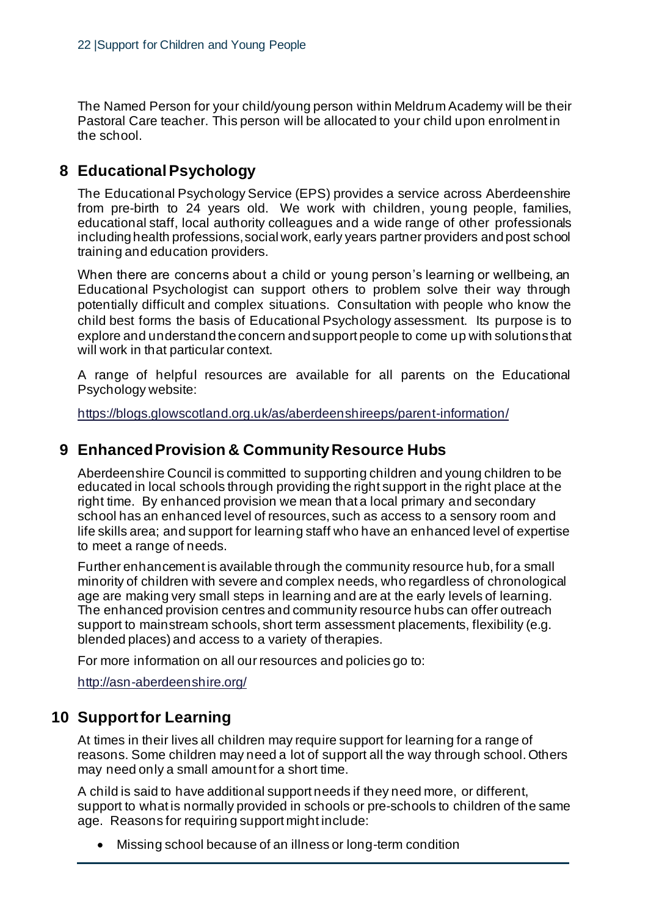The Named Person for your child/young person within Meldrum Academy will be their Pastoral Care teacher. This person will be allocated to your child upon enrolment in the school.

## 8 Educational Psychology

The Educational Psychology Service (EPS) provides a service across Aberdeenshire from pre-birth to 24 years old. We work with children, young people, families, educational staff, local authority colleagues and a wide range of other professionals including health professions, social work, early years partner providers and post school training and education providers.

When there are concerns about a child or young person's learning or wellbeing, an Educational Psychologist can support others to problem solve their way through potentially difficult and complex situations. Consultation with people who know the child best forms the basis of Educational Psychology assessment. Its purpose is to explore and understand the concern and support people to come up with solutions that will work in that particular context.

A range of helpful resources are available for all parents on the Educational Psychology website:

https://blogs.glowscotland.org.uk/as/aberdeenshireeps/parent-information/

## 9 Enhanced Provision & Community Resource Hubs

Aberdeenshire Council is committed to supporting children and young children to be educated in local schools through providing the right support in the right place at the right time. By enhanced provision we mean that a local primary and secondary school has an enhanced level of resources, such as access to a sensory room and life skills area; and support for learning staff who have an enhanced level of expertise to meet a range of needs.

Further enhancement is available through the community resource hub, for a small minority of children with severe and complex needs, who regardless of chronological age are making very small steps in learning and are at the early levels of learning. The enhanced provision centres and community resource hubs can offer outreach support to mainstream schools, short term assessment placements, flexibility (e.g. blended places) and access to a variety of therapies.

For more information on all our resources and policies go to:

http://asn-aberdeenshire.org/

## 10 Support for Learning

At times in their lives all children may require support for learning for a range of reasons. Some children may need a lot of support all the way through school. Others may need only a small amount for a short time.

A child is said to have additional support needs if they need more, or different, support to what is normally provided in schools or pre-schools to children of the same age. Reasons for requiring support might include:

- Missing school because of an illness or long-term condition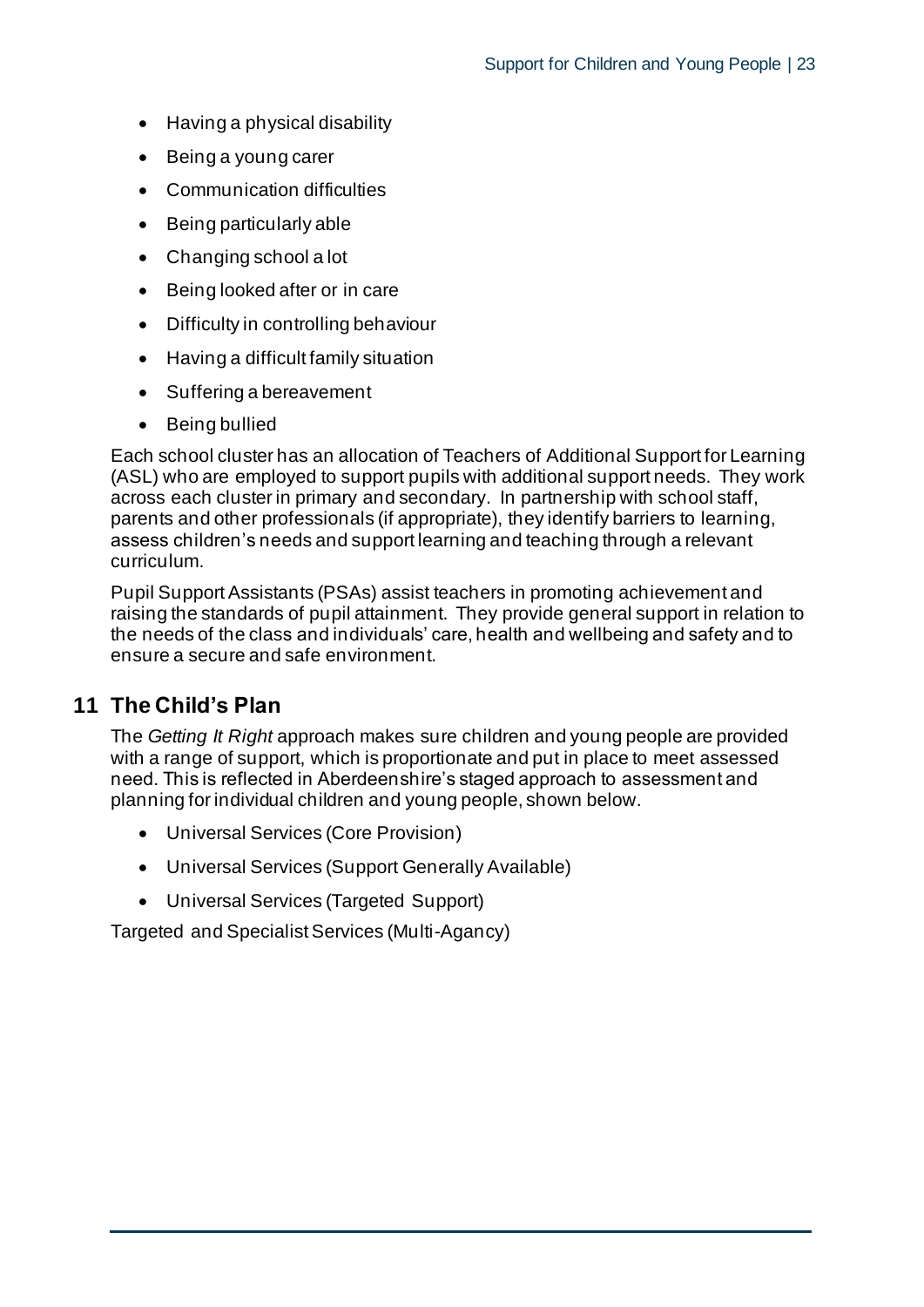- Having a physical disability
- Being a young carer
- Communication difficulties
- Being particularly able
- Changing school a lot
- Being looked after or in care
- Difficulty in controlling behaviour
- Having a difficult family situation
- Suffering a bereavement
- Being bullied

Each school cluster has an allocation of Teachers of Additional Support for Learning (ASL) who are employed to support pupils with additional support needs. They work across each cluster in primary and secondary. In partnership with school staff, parents and other professionals (if appropriate), they identify barriers to learning, assess children's needs and support learning and teaching through a relevant curriculum.

Pupil Support Assistants (PSAs) assist teachers in promoting achievement and raising the standards of pupil attainment. They provide general support in relation to the needs of the class and individuals' care, health and wellbeing and safety and to ensure a secure and safe environment.

## 11 The Child's Plan

The *Getting It Right* approach makes sure children and young people are provided with a range of support, which is proportionate and put in place to meet assessed need. This is reflected in Aberdeenshire's staged approach to assessment and planning for individual children and young people, shown below.

- Universal Services (Core Provision)
- Universal Services (Support Generally Available)
- Universal Services (Targeted Support)

Targeted and Specialist Services (Multi-Agancy)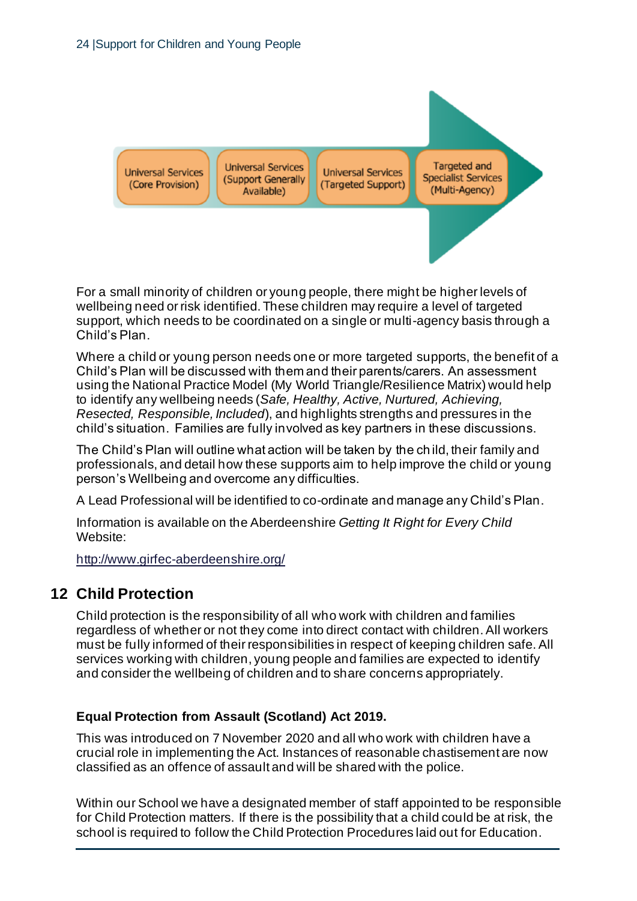Universal Services (Core Provision) → Universal Services (Support Generally Available) → Universal Services (Targeted Support) → Targeted and Specialist Services (Multi-Agency)

For a small minority of children or young people, there might be higher levels of wellbeing need or risk identified. These children may require a level of targeted support, which needs to be coordinated on a single or multi-agency basis through a Child's Plan.

Where a child or young person needs one or more targeted supports, the benefit of a Child's Plan will be discussed with them and their parents/carers. An assessment using the National Practice Model (My World Triangle/Resilience Matrix) would help to identify any wellbeing needs (*Safe, Healthy, Active, Nurtured, Achieving, Resected, Responsible, Included*), and highlights strengths and pressures in the child's situation. Families are fully involved as key partners in these discussions.

The Child's Plan will outline what action will be taken by the child, their family and professionals, and detail how these supports aim to help improve the child or young person's Wellbeing and overcome any difficulties.

A Lead Professional will be identified to co-ordinate and manage any Child's Plan.

Information is available on the Aberdeenshire *Getting It Right for Every Child* Website:

http://www.girfec-aberdeenshire.org/

## 12 Child Protection

Child protection is the responsibility of all who work with children and families regardless of whether or not they come into direct contact with children. All workers must be fully informed of their responsibilities in respect of keeping children safe. All services working with children, young people and families are expected to identify and consider the wellbeing of children and to share concerns appropriately.

**Equal Protection from Assault (Scotland) Act 2019.**

This was introduced on 7 November 2020 and all who work with children have a crucial role in implementing the Act. Instances of reasonable chastisement are now classified as an offence of assault and will be shared with the police.

Within our School we have a designated member of staff appointed to be responsible for Child Protection matters. If there is the possibility that a child could be at risk, the school is required to follow the Child Protection Procedures laid out for Education.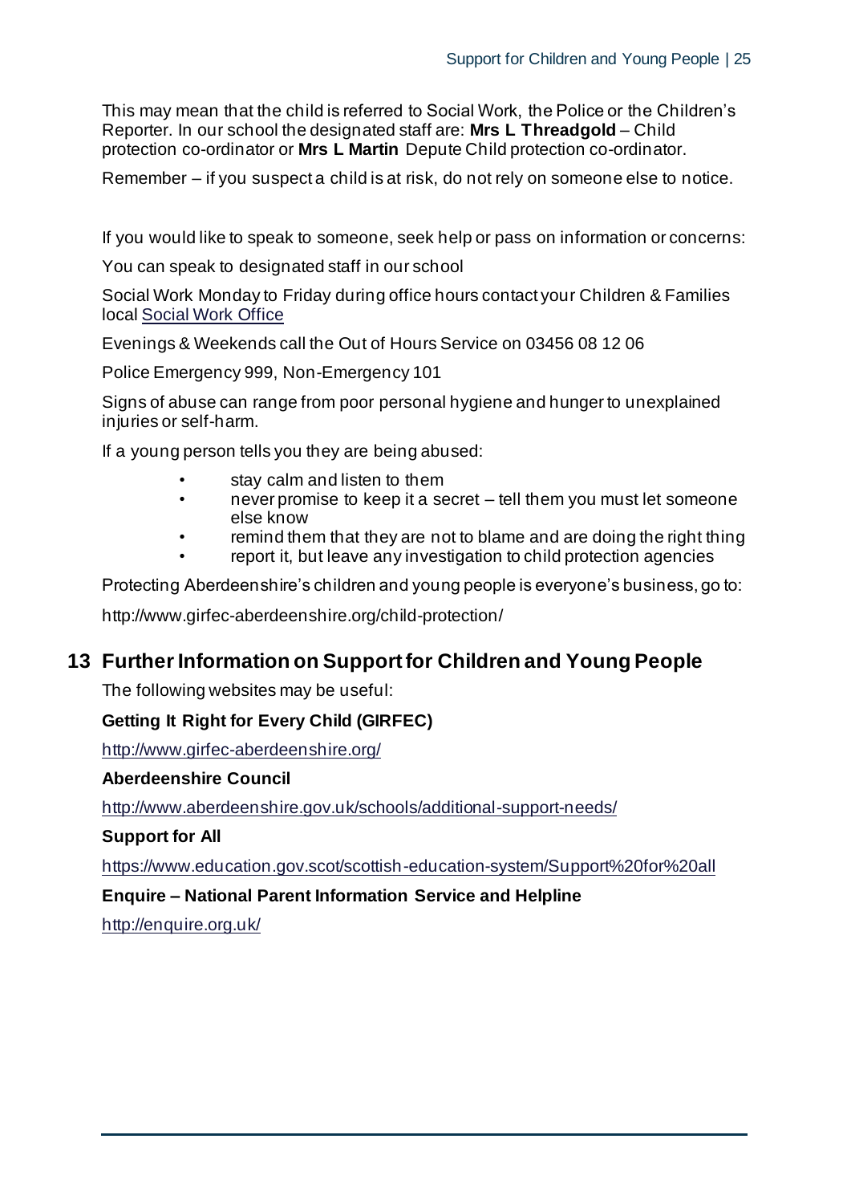This may mean that the child is referred to Social Work, the Police or the Children's Reporter. In our school the designated staff are: **Mrs L Threadgold** – Child protection co-ordinator or **Mrs L Martin** Depute Child protection co-ordinator.

Remember – if you suspect a child is at risk, do not rely on someone else to notice.

If you would like to speak to someone, seek help or pass on information or concerns:

You can speak to designated staff in our school

Social Work Monday to Friday during office hours contact your Children & Families local Social Work Office

Evenings & Weekends call the Out of Hours Service on 03456 08 12 06

Police Emergency 999, Non-Emergency 101

Signs of abuse can range from poor personal hygiene and hunger to unexplained injuries or self-harm.

If a young person tells you they are being abused:

- stay calm and listen to them
- never promise to keep it a secret – tell them you must let someone else know
- remind them that they are not to blame and are doing the right thing
- report it, but leave any investigation to child protection agencies

Protecting Aberdeenshire's children and young people is everyone's business, go to:

http://www.girfec-aberdeenshire.org/child-protection/

## 13 Further Information on Support for Children and Young People

The following websites may be useful:

**Getting It Right for Every Child (GIRFEC)**

http://www.girfec-aberdeenshire.org/

**Aberdeenshire Council**

http://www.aberdeenshire.gov.uk/schools/additional-support-needs/

**Support for All**

https://www.education.gov.scot/scottish-education-system/Support%20for%20all

**Enquire – National Parent Information Service and Helpline**

http://enquire.org.uk/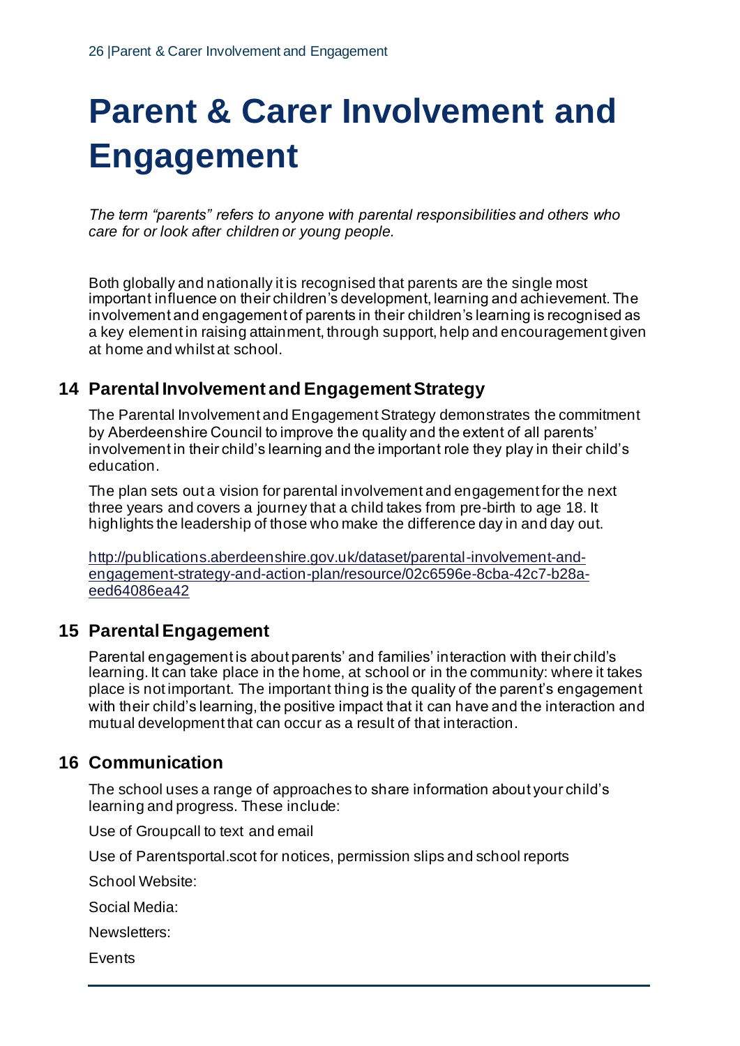# Parent & Carer Involvement and Engagement

*The term "parents" refers to anyone with parental responsibilities and others who care for or look after children or young people.*

Both globally and nationally it is recognised that parents are the single most important influence on their children's development, learning and achievement. The involvement and engagement of parents in their children's learning is recognised as a key element in raising attainment, through support, help and encouragement given at home and whilst at school.

## 14 Parental Involvement and Engagement Strategy

The Parental Involvement and Engagement Strategy demonstrates the commitment by Aberdeenshire Council to improve the quality and the extent of all parents' involvement in their child's learning and the important role they play in their child's education.

The plan sets out a vision for parental involvement and engagement for the next three years and covers a journey that a child takes from pre-birth to age 18. It highlights the leadership of those who make the difference day in and day out.

http://publications.aberdeenshire.gov.uk/dataset/parental-involvement-and-engagement-strategy-and-action-plan/resource/02c6596e-8cba-42c7-b28a-eed64086ea42

## 15 Parental Engagement

Parental engagement is about parents' and families' interaction with their child's learning. It can take place in the home, at school or in the community: where it takes place is not important. The important thing is the quality of the parent's engagement with their child's learning, the positive impact that it can have and the interaction and mutual development that can occur as a result of that interaction.

## 16 Communication

The school uses a range of approaches to share information about your child's learning and progress. These include:

Use of Groupcall to text and email

Use of Parentsportal.scot for notices, permission slips and school reports

School Website:

Social Media:

Newsletters:

Events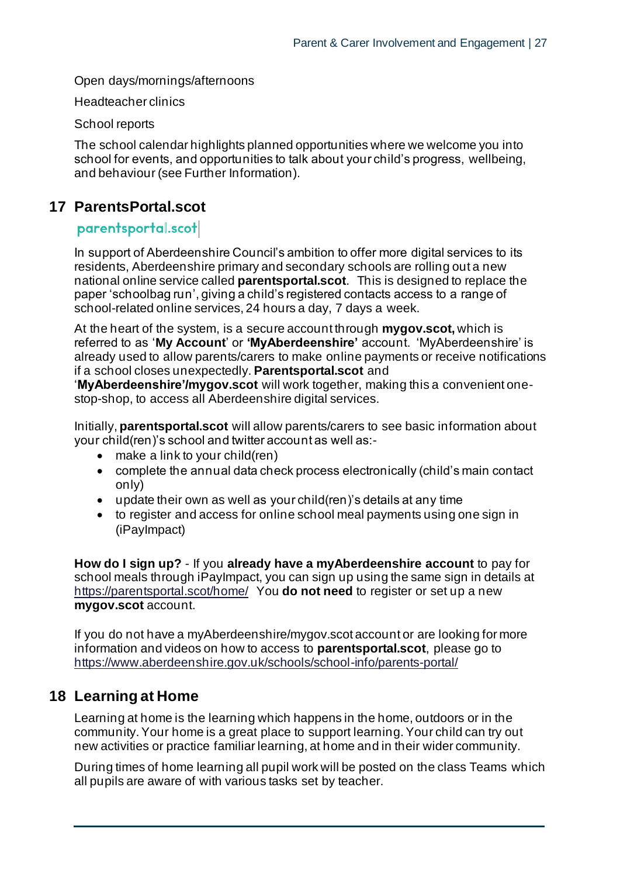Open days/mornings/afternoons

Headteacher clinics

School reports

The school calendar highlights planned opportunities where we welcome you into school for events, and opportunities to talk about your child's progress, wellbeing, and behaviour (see Further Information).

## 17 ParentsPortal.scot

parentsportal.scot

In support of Aberdeenshire Council's ambition to offer more digital services to its residents, Aberdeenshire primary and secondary schools are rolling out a new national online service called **parentsportal.scot**. This is designed to replace the paper 'schoolbag run', giving a child's registered contacts access to a range of school-related online services, 24 hours a day, 7 days a week.

At the heart of the system, is a secure account through **mygov.scot,** which is referred to as '**My Account**' or **'MyAberdeenshire'** account. 'MyAberdeenshire' is already used to allow parents/carers to make online payments or receive notifications if a school closes unexpectedly. **Parentsportal.scot** and '**MyAberdeenshire'/mygov.scot** will work together, making this a convenient one-stop-shop, to access all Aberdeenshire digital services.

Initially, **parentsportal.scot** will allow parents/carers to see basic information about your child(ren)'s school and twitter account as well as:-

- make a link to your child(ren)
- complete the annual data check process electronically (child's main contact only)
- update their own as well as your child(ren)'s details at any time
- to register and access for online school meal payments using one sign in (iPayImpact)

**How do I sign up?** - If you **already have a myAberdeenshire account** to pay for school meals through iPayImpact, you can sign up using the same sign in details at https://parentsportal.scot/home/ You **do not need** to register or set up a new **mygov.scot** account.

If you do not have a myAberdeenshire/mygov.scot account or are looking for more information and videos on how to access to **parentsportal.scot**, please go to https://www.aberdeenshire.gov.uk/schools/school-info/parents-portal/

## 18 Learning at Home

Learning at home is the learning which happens in the home, outdoors or in the community. Your home is a great place to support learning. Your child can try out new activities or practice familiar learning, at home and in their wider community.

During times of home learning all pupil work will be posted on the class Teams which all pupils are aware of with various tasks set by teacher.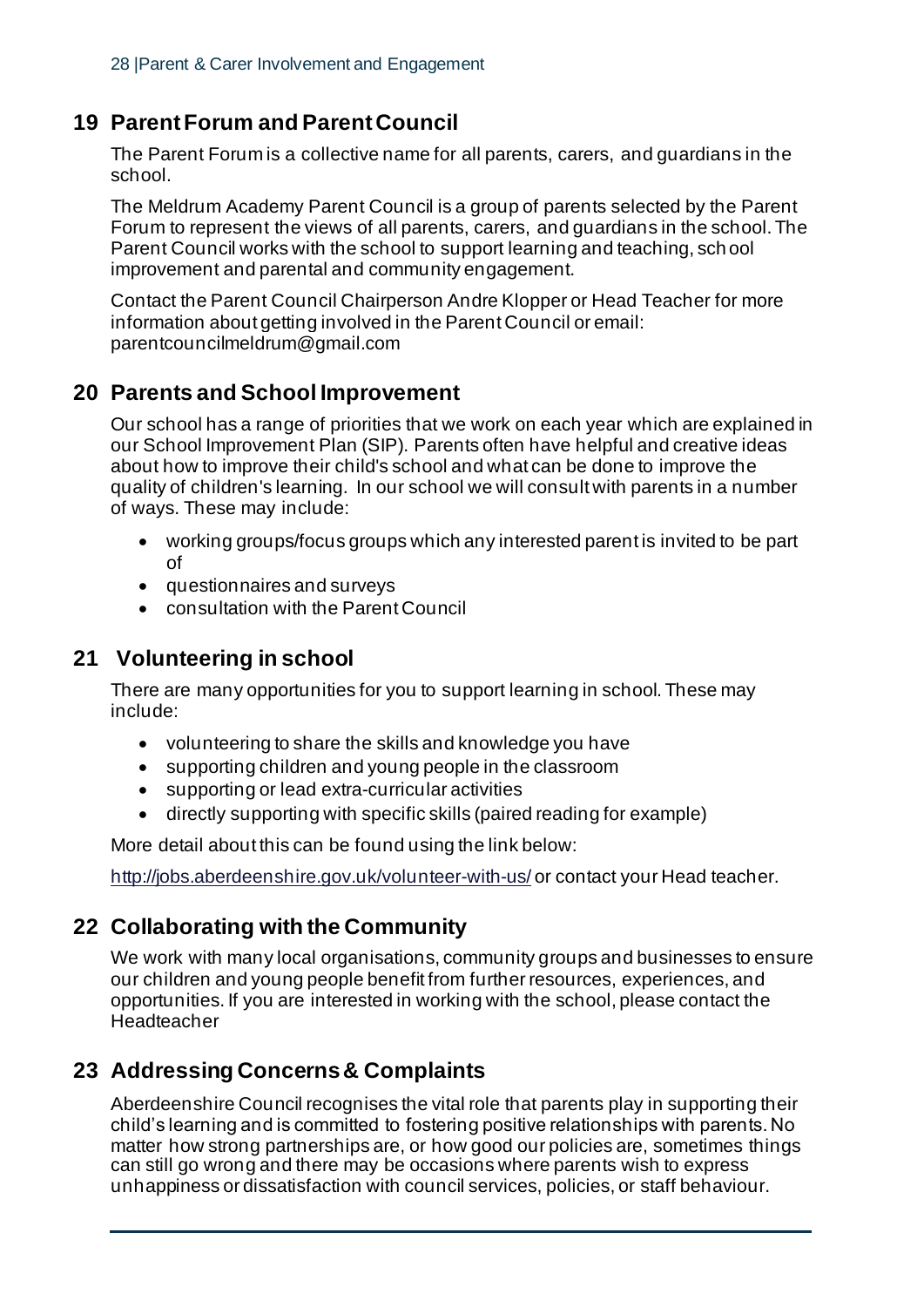## 19 Parent Forum and Parent Council

The Parent Forum is a collective name for all parents, carers, and guardians in the school.

The Meldrum Academy Parent Council is a group of parents selected by the Parent Forum to represent the views of all parents, carers, and guardians in the school. The Parent Council works with the school to support learning and teaching, school improvement and parental and community engagement.

Contact the Parent Council Chairperson Andre Klopper or Head Teacher for more information about getting involved in the Parent Council or email: parentcouncilmeldrum@gmail.com

## 20 Parents and School Improvement

Our school has a range of priorities that we work on each year which are explained in our School Improvement Plan (SIP). Parents often have helpful and creative ideas about how to improve their child's school and what can be done to improve the quality of children's learning. In our school we will consult with parents in a number of ways. These may include:

- working groups/focus groups which any interested parent is invited to be part of
- questionnaires and surveys
- consultation with the Parent Council

## 21 Volunteering in school

There are many opportunities for you to support learning in school. These may include:

- volunteering to share the skills and knowledge you have
- supporting children and young people in the classroom
- supporting or lead extra-curricular activities
- directly supporting with specific skills (paired reading for example)

More detail about this can be found using the link below:

http://jobs.aberdeenshire.gov.uk/volunteer-with-us/ or contact your Head teacher.

## 22 Collaborating with the Community

We work with many local organisations, community groups and businesses to ensure our children and young people benefit from further resources, experiences, and opportunities. If you are interested in working with the school, please contact the Headteacher

## 23 Addressing Concerns & Complaints

Aberdeenshire Council recognises the vital role that parents play in supporting their child's learning and is committed to fostering positive relationships with parents. No matter how strong partnerships are, or how good our policies are, sometimes things can still go wrong and there may be occasions where parents wish to express unhappiness or dissatisfaction with council services, policies, or staff behaviour.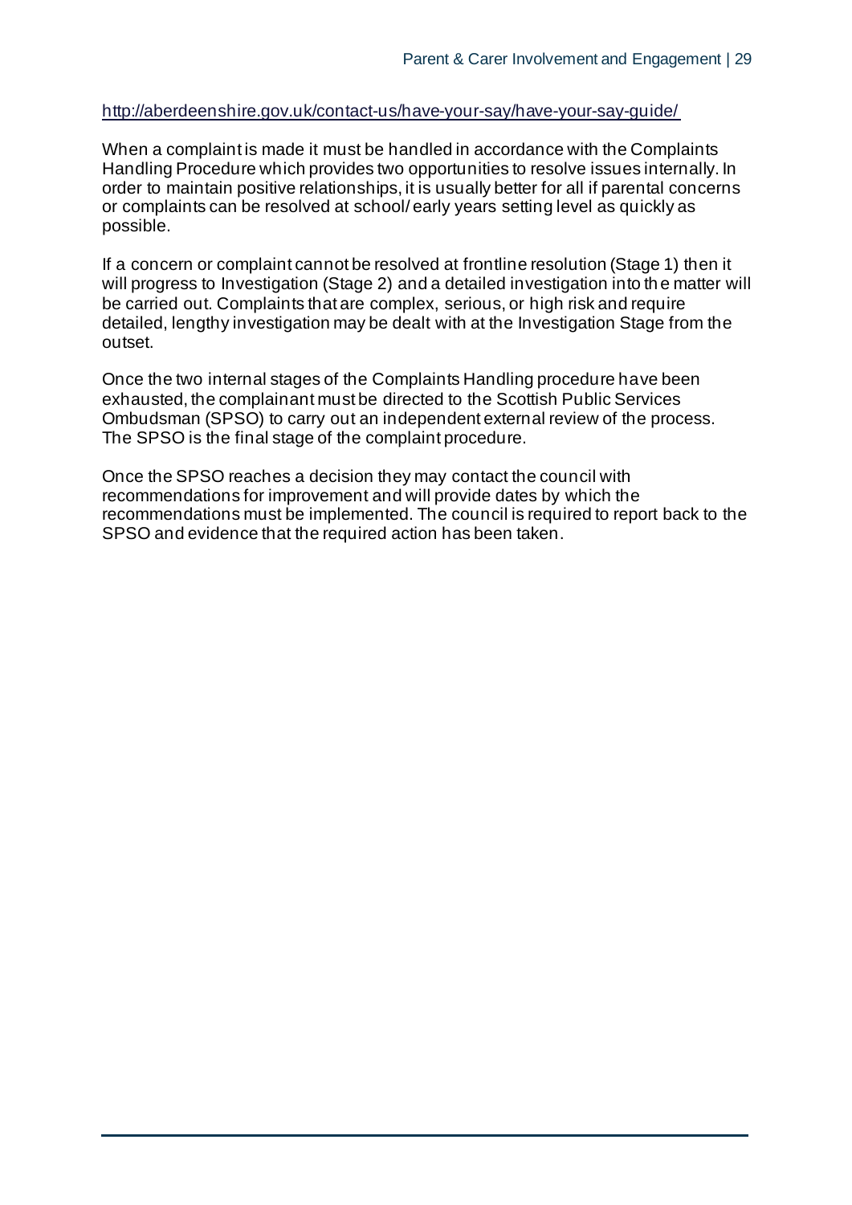http://aberdeenshire.gov.uk/contact-us/have-your-say/have-your-say-guide/

When a complaint is made it must be handled in accordance with the Complaints Handling Procedure which provides two opportunities to resolve issues internally. In order to maintain positive relationships, it is usually better for all if parental concerns or complaints can be resolved at school/ early years setting level as quickly as possible.

If a concern or complaint cannot be resolved at frontline resolution (Stage 1) then it will progress to Investigation (Stage 2) and a detailed investigation into the matter will be carried out. Complaints that are complex, serious, or high risk and require detailed, lengthy investigation may be dealt with at the Investigation Stage from the outset.

Once the two internal stages of the Complaints Handling procedure have been exhausted, the complainant must be directed to the Scottish Public Services Ombudsman (SPSO) to carry out an independent external review of the process. The SPSO is the final stage of the complaint procedure.

Once the SPSO reaches a decision they may contact the council with recommendations for improvement and will provide dates by which the recommendations must be implemented. The council is required to report back to the SPSO and evidence that the required action has been taken.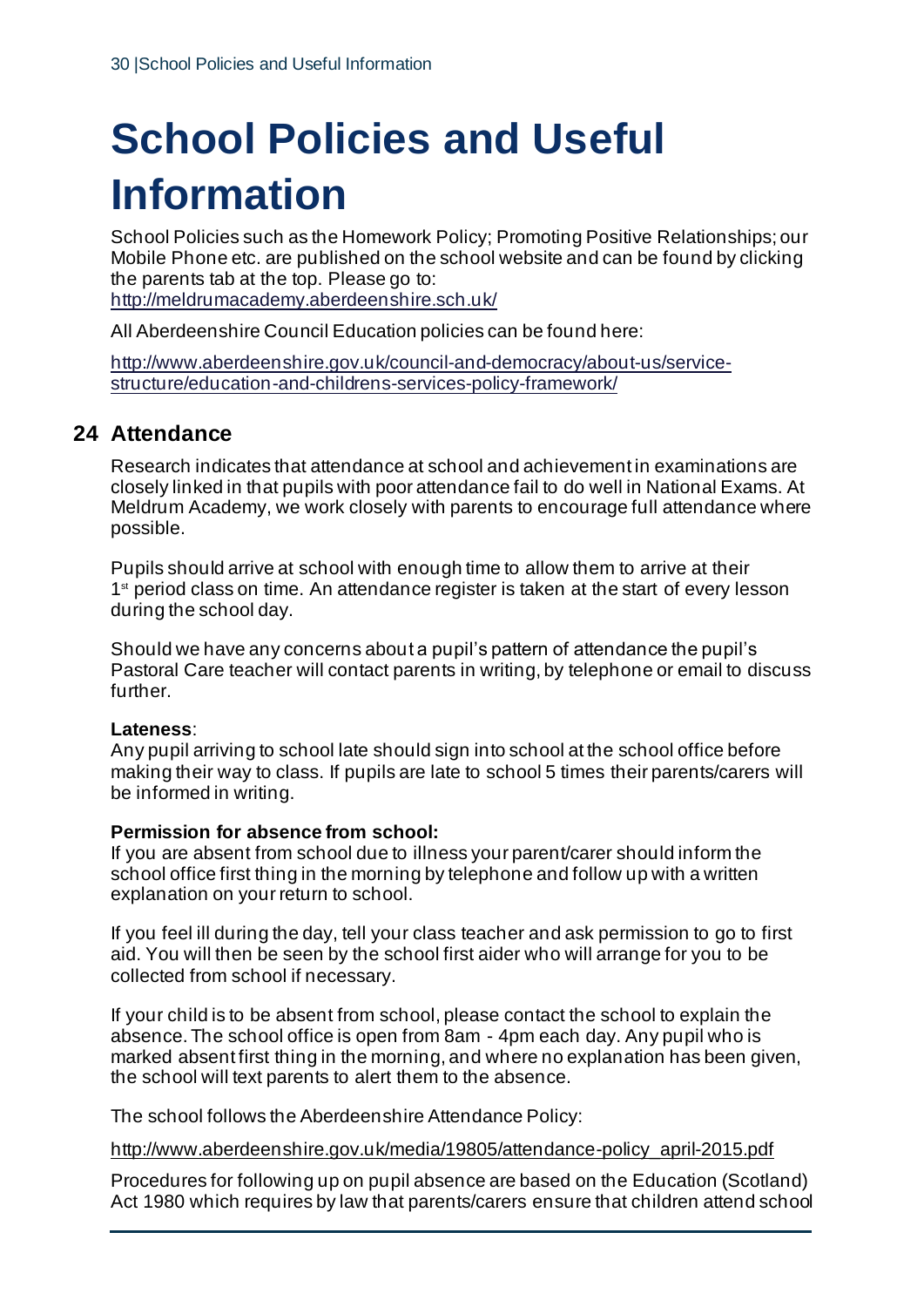# School Policies and Useful Information

School Policies such as the Homework Policy; Promoting Positive Relationships; our Mobile Phone etc. are published on the school website and can be found by clicking the parents tab at the top. Please go to: http://meldrumacademy.aberdeenshire.sch.uk/

All Aberdeenshire Council Education policies can be found here:

http://www.aberdeenshire.gov.uk/council-and-democracy/about-us/service-structure/education-and-childrens-services-policy-framework/

## 24 Attendance

Research indicates that attendance at school and achievement in examinations are closely linked in that pupils with poor attendance fail to do well in National Exams. At Meldrum Academy, we work closely with parents to encourage full attendance where possible.

Pupils should arrive at school with enough time to allow them to arrive at their 1st period class on time. An attendance register is taken at the start of every lesson during the school day.

Should we have any concerns about a pupil's pattern of attendance the pupil's Pastoral Care teacher will contact parents in writing, by telephone or email to discuss further.

**Lateness**:
Any pupil arriving to school late should sign into school at the school office before making their way to class. If pupils are late to school 5 times their parents/carers will be informed in writing.

**Permission for absence from school:**
If you are absent from school due to illness your parent/carer should inform the school office first thing in the morning by telephone and follow up with a written explanation on your return to school.

If you feel ill during the day, tell your class teacher and ask permission to go to first aid. You will then be seen by the school first aider who will arrange for you to be collected from school if necessary.

If your child is to be absent from school, please contact the school to explain the absence. The school office is open from 8am - 4pm each day. Any pupil who is marked absent first thing in the morning, and where no explanation has been given, the school will text parents to alert them to the absence.

The school follows the Aberdeenshire Attendance Policy:

http://www.aberdeenshire.gov.uk/media/19805/attendance-policy_april-2015.pdf

Procedures for following up on pupil absence are based on the Education (Scotland) Act 1980 which requires by law that parents/carers ensure that children attend school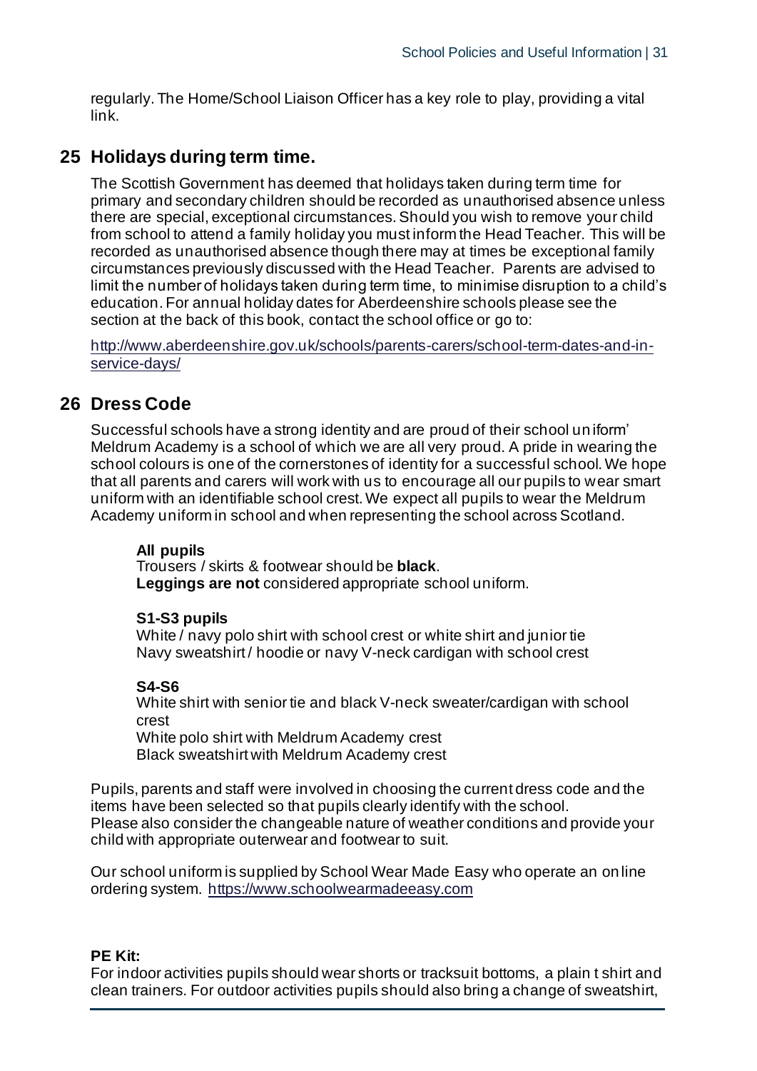regularly. The Home/School Liaison Officer has a key role to play, providing a vital link.

## 25 Holidays during term time.

The Scottish Government has deemed that holidays taken during term time for primary and secondary children should be recorded as unauthorised absence unless there are special, exceptional circumstances. Should you wish to remove your child from school to attend a family holiday you must inform the Head Teacher. This will be recorded as unauthorised absence though there may at times be exceptional family circumstances previously discussed with the Head Teacher. Parents are advised to limit the number of holidays taken during term time, to minimise disruption to a child's education. For annual holiday dates for Aberdeenshire schools please see the section at the back of this book, contact the school office or go to:

http://www.aberdeenshire.gov.uk/schools/parents-carers/school-term-dates-and-in-service-days/

## 26 Dress Code

Successful schools have a strong identity and are proud of their school uniform' Meldrum Academy is a school of which we are all very proud. A pride in wearing the school colours is one of the cornerstones of identity for a successful school. We hope that all parents and carers will work with us to encourage all our pupils to wear smart uniform with an identifiable school crest. We expect all pupils to wear the Meldrum Academy uniform in school and when representing the school across Scotland.

**All pupils**
Trousers / skirts & footwear should be **black**.
**Leggings are not** considered appropriate school uniform.

**S1-S3 pupils**
White / navy polo shirt with school crest or white shirt and junior tie
Navy sweatshirt / hoodie or navy V-neck cardigan with school crest

**S4-S6**
White shirt with senior tie and black V-neck sweater/cardigan with school crest
White polo shirt with Meldrum Academy crest
Black sweatshirt with Meldrum Academy crest

Pupils, parents and staff were involved in choosing the current dress code and the items have been selected so that pupils clearly identify with the school.
Please also consider the changeable nature of weather conditions and provide your child with appropriate outerwear and footwear to suit.

Our school uniform is supplied by School Wear Made Easy who operate an online ordering system. https://www.schoolwearmadeeasy.com

**PE Kit:**
For indoor activities pupils should wear shorts or tracksuit bottoms, a plain t shirt and clean trainers. For outdoor activities pupils should also bring a change of sweatshirt,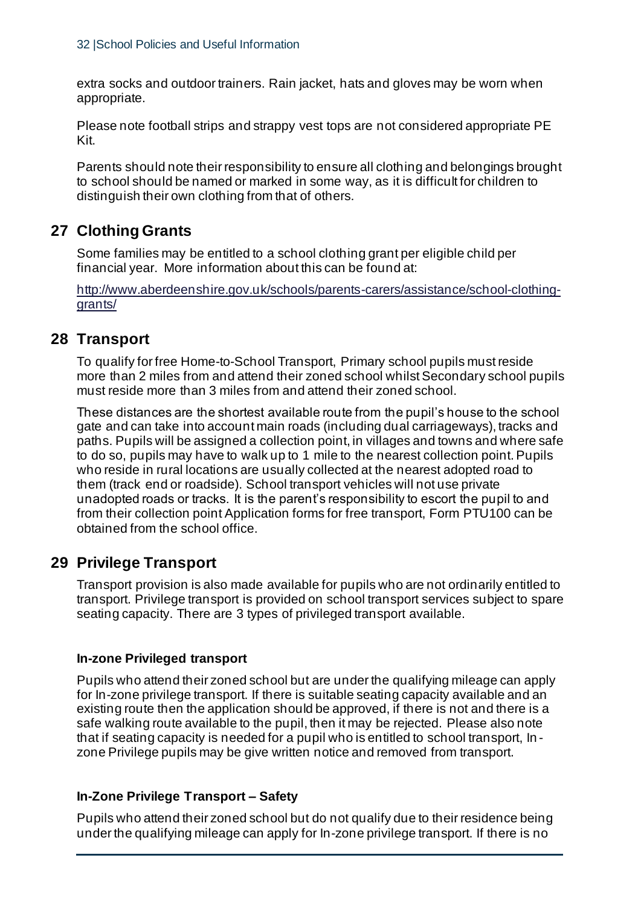extra socks and outdoor trainers. Rain jacket, hats and gloves may be worn when appropriate.

Please note football strips and strappy vest tops are not considered appropriate PE Kit.

Parents should note their responsibility to ensure all clothing and belongings brought to school should be named or marked in some way, as it is difficult for children to distinguish their own clothing from that of others.

## 27 Clothing Grants

Some families may be entitled to a school clothing grant per eligible child per financial year. More information about this can be found at:

http://www.aberdeenshire.gov.uk/schools/parents-carers/assistance/school-clothing-grants/

## 28 Transport

To qualify for free Home-to-School Transport, Primary school pupils must reside more than 2 miles from and attend their zoned school whilst Secondary school pupils must reside more than 3 miles from and attend their zoned school.

These distances are the shortest available route from the pupil's house to the school gate and can take into account main roads (including dual carriageways), tracks and paths. Pupils will be assigned a collection point, in villages and towns and where safe to do so, pupils may have to walk up to 1 mile to the nearest collection point. Pupils who reside in rural locations are usually collected at the nearest adopted road to them (track end or roadside). School transport vehicles will not use private unadopted roads or tracks. It is the parent's responsibility to escort the pupil to and from their collection point Application forms for free transport, Form PTU100 can be obtained from the school office.

## 29 Privilege Transport

Transport provision is also made available for pupils who are not ordinarily entitled to transport. Privilege transport is provided on school transport services subject to spare seating capacity. There are 3 types of privileged transport available.

### In-zone Privileged transport

Pupils who attend their zoned school but are under the qualifying mileage can apply for In-zone privilege transport. If there is suitable seating capacity available and an existing route then the application should be approved, if there is not and there is a safe walking route available to the pupil, then it may be rejected. Please also note that if seating capacity is needed for a pupil who is entitled to school transport, In-zone Privilege pupils may be give written notice and removed from transport.

### In-Zone Privilege Transport – Safety

Pupils who attend their zoned school but do not qualify due to their residence being under the qualifying mileage can apply for In-zone privilege transport. If there is no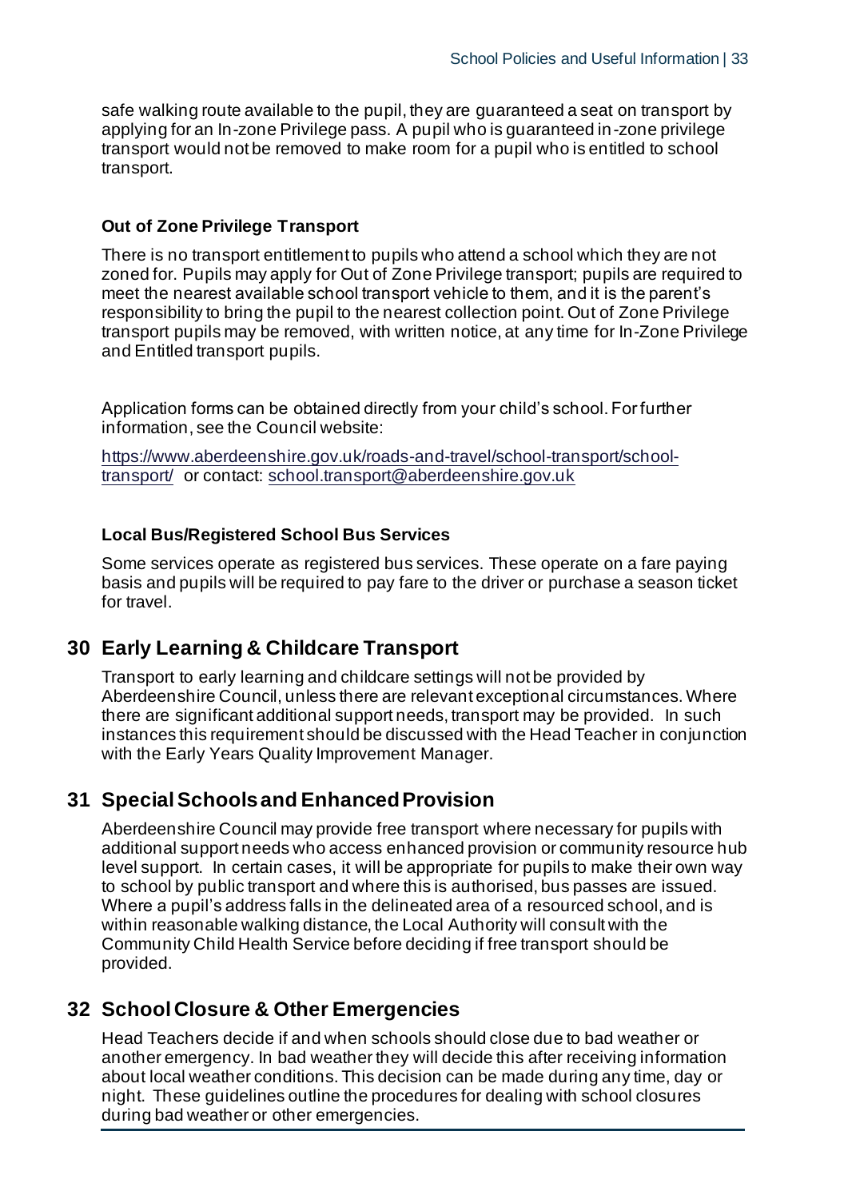safe walking route available to the pupil, they are guaranteed a seat on transport by applying for an In-zone Privilege pass. A pupil who is guaranteed in-zone privilege transport would not be removed to make room for a pupil who is entitled to school transport.

#### Out of Zone Privilege Transport

There is no transport entitlement to pupils who attend a school which they are not zoned for. Pupils may apply for Out of Zone Privilege transport; pupils are required to meet the nearest available school transport vehicle to them, and it is the parent's responsibility to bring the pupil to the nearest collection point. Out of Zone Privilege transport pupils may be removed, with written notice, at any time for In-Zone Privilege and Entitled transport pupils.

Application forms can be obtained directly from your child's school. For further information, see the Council website:

[https://www.aberdeenshire.gov.uk/roads-and-travel/school-transport/school-transport/](https://www.aberdeenshire.gov.uk/roads-and-travel/school-transport/school-transport/) or contact: [school.transport@aberdeenshire.gov.uk](mailto:school.transport@aberdeenshire.gov.uk)

#### Local Bus/Registered School Bus Services

Some services operate as registered bus services. These operate on a fare paying basis and pupils will be required to pay fare to the driver or purchase a season ticket for travel.

## 30 Early Learning & Childcare Transport

Transport to early learning and childcare settings will not be provided by Aberdeenshire Council, unless there are relevant exceptional circumstances. Where there are significant additional support needs, transport may be provided. In such instances this requirement should be discussed with the Head Teacher in conjunction with the Early Years Quality Improvement Manager.

## 31 Special Schools and Enhanced Provision

Aberdeenshire Council may provide free transport where necessary for pupils with additional support needs who access enhanced provision or community resource hub level support. In certain cases, it will be appropriate for pupils to make their own way to school by public transport and where this is authorised, bus passes are issued. Where a pupil's address falls in the delineated area of a resourced school, and is within reasonable walking distance, the Local Authority will consult with the Community Child Health Service before deciding if free transport should be provided.

## 32 School Closure & Other Emergencies

Head Teachers decide if and when schools should close due to bad weather or another emergency. In bad weather they will decide this after receiving information about local weather conditions. This decision can be made during any time, day or night. These guidelines outline the procedures for dealing with school closures during bad weather or other emergencies.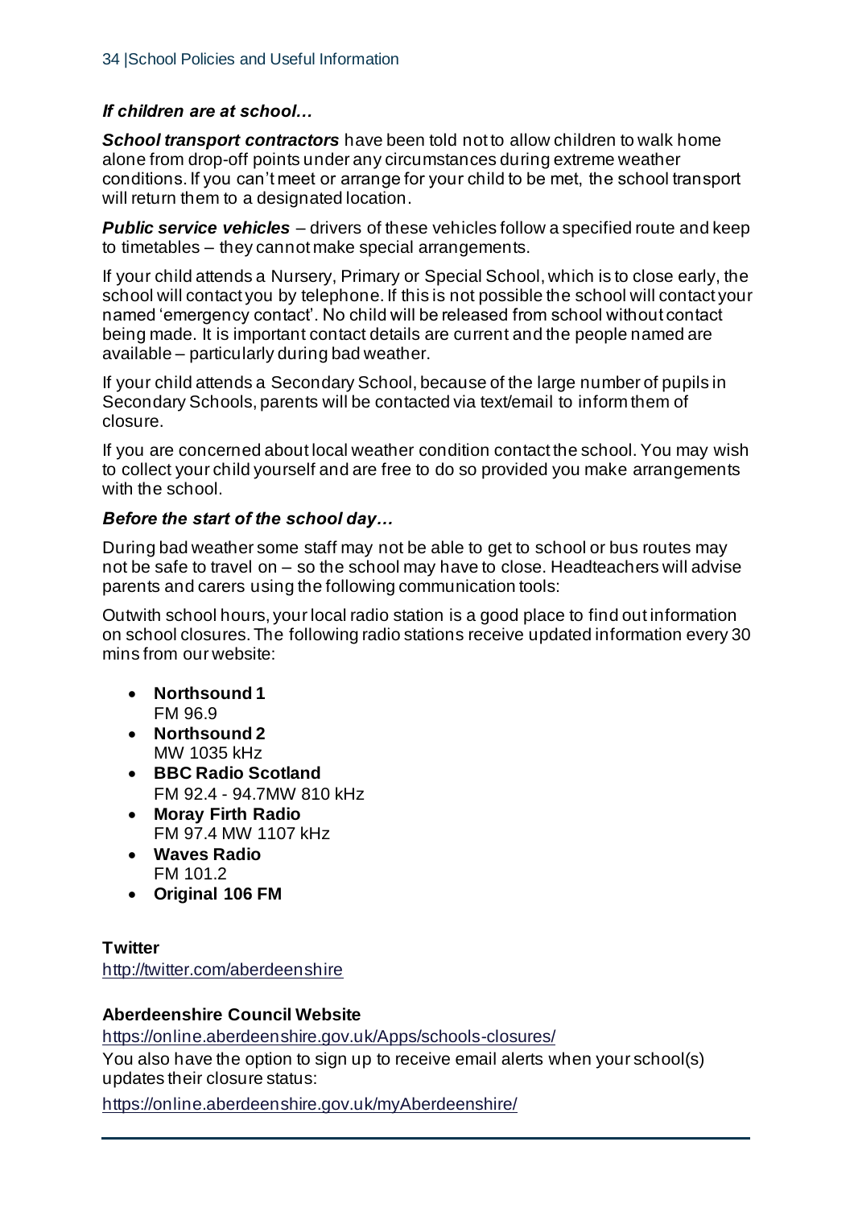### *If children are at school…*

***School transport contractors*** have been told not to allow children to walk home alone from drop-off points under any circumstances during extreme weather conditions. If you can't meet or arrange for your child to be met, the school transport will return them to a designated location.

***Public service vehicles*** – drivers of these vehicles follow a specified route and keep to timetables – they cannot make special arrangements.

If your child attends a Nursery, Primary or Special School, which is to close early, the school will contact you by telephone. If this is not possible the school will contact your named 'emergency contact'. No child will be released from school without contact being made. It is important contact details are current and the people named are available – particularly during bad weather.

If your child attends a Secondary School, because of the large number of pupils in Secondary Schools, parents will be contacted via text/email to inform them of closure.

If you are concerned about local weather condition contact the school. You may wish to collect your child yourself and are free to do so provided you make arrangements with the school.

### *Before the start of the school day…*

During bad weather some staff may not be able to get to school or bus routes may not be safe to travel on – so the school may have to close. Headteachers will advise parents and carers using the following communication tools:

Outwith school hours, your local radio station is a good place to find out information on school closures. The following radio stations receive updated information every 30 mins from our website:

- **Northsound 1**
  FM 96.9
- **Northsound 2**
  MW 1035 kHz
- **BBC Radio Scotland**
  FM 92.4 - 94.7MW 810 kHz
- **Moray Firth Radio**
  FM 97.4 MW 1107 kHz
- **Waves Radio**
  FM 101.2
- **Original 106 FM**

**Twitter**

http://twitter.com/aberdeenshire

**Aberdeenshire Council Website**

https://online.aberdeenshire.gov.uk/Apps/schools-closures/

You also have the option to sign up to receive email alerts when your school(s) updates their closure status:

https://online.aberdeenshire.gov.uk/myAberdeenshire/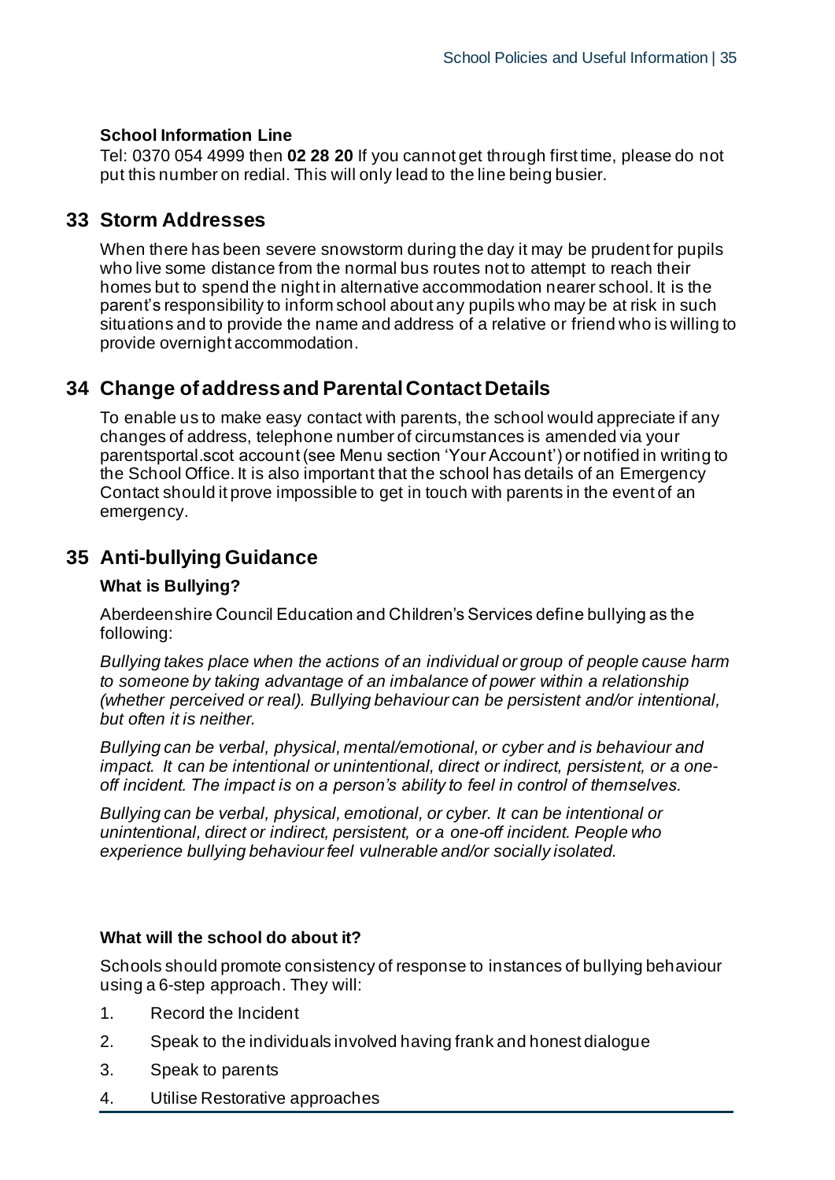**School Information Line**

Tel: 0370 054 4999 then **02 28 20** If you cannot get through first time, please do not put this number on redial. This will only lead to the line being busier.

## 33 Storm Addresses

When there has been severe snowstorm during the day it may be prudent for pupils who live some distance from the normal bus routes not to attempt to reach their homes but to spend the night in alternative accommodation nearer school. It is the parent's responsibility to inform school about any pupils who may be at risk in such situations and to provide the name and address of a relative or friend who is willing to provide overnight accommodation.

## 34 Change of address and Parental Contact Details

To enable us to make easy contact with parents, the school would appreciate if any changes of address, telephone number of circumstances is amended via your parentsportal.scot account (see Menu section 'Your Account') or notified in writing to the School Office. It is also important that the school has details of an Emergency Contact should it prove impossible to get in touch with parents in the event of an emergency.

## 35 Anti-bullying Guidance

### What is Bullying?

Aberdeenshire Council Education and Children's Services define bullying as the following:

*Bullying takes place when the actions of an individual or group of people cause harm to someone by taking advantage of an imbalance of power within a relationship (whether perceived or real). Bullying behaviour can be persistent and/or intentional, but often it is neither.*

*Bullying can be verbal, physical, mental/emotional, or cyber and is behaviour and impact. It can be intentional or unintentional, direct or indirect, persistent, or a one-off incident. The impact is on a person's ability to feel in control of themselves.*

*Bullying can be verbal, physical, emotional, or cyber. It can be intentional or unintentional, direct or indirect, persistent, or a one-off incident. People who experience bullying behaviour feel vulnerable and/or socially isolated.*

### What will the school do about it?

Schools should promote consistency of response to instances of bullying behaviour using a 6-step approach. They will:

1. Record the Incident
2. Speak to the individuals involved having frank and honest dialogue
3. Speak to parents
4. Utilise Restorative approaches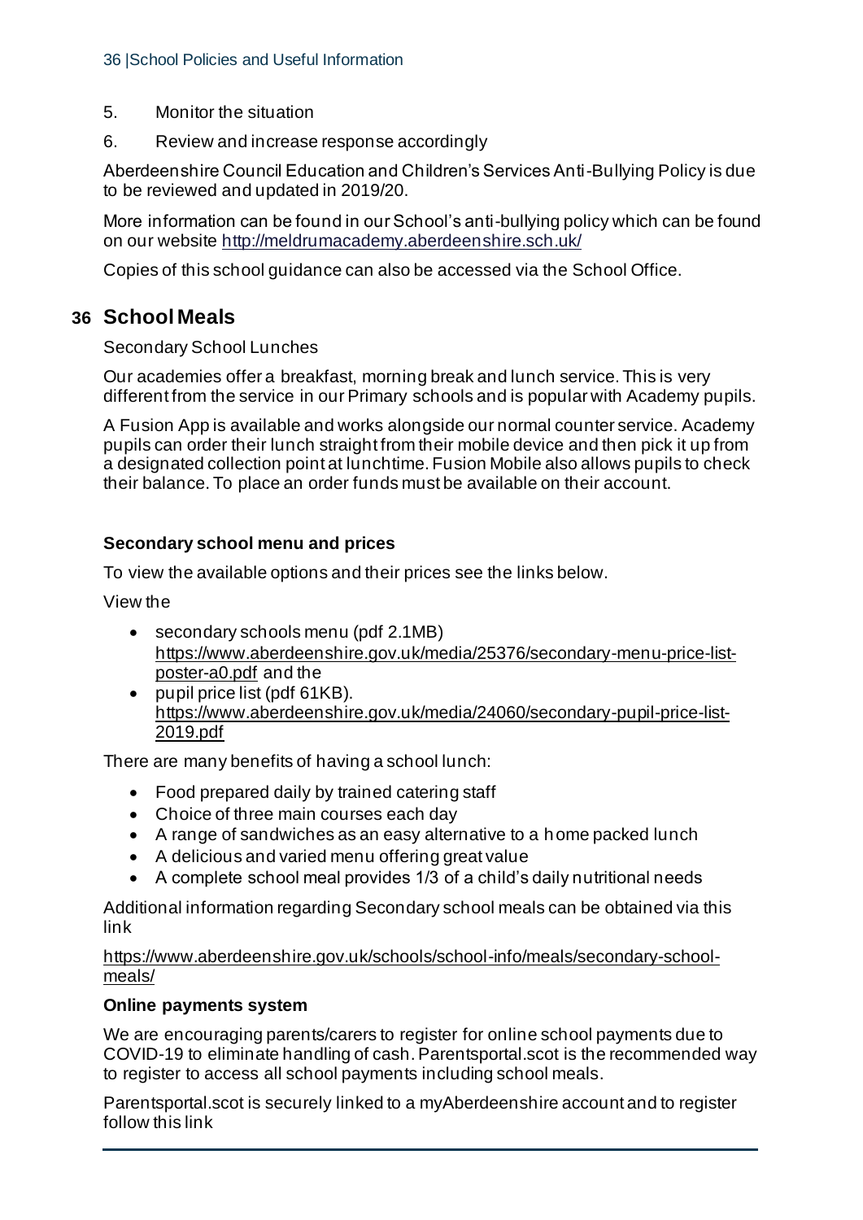5. Monitor the situation
6. Review and increase response accordingly

Aberdeenshire Council Education and Children's Services Anti-Bullying Policy is due to be reviewed and updated in 2019/20.

More information can be found in our School's anti-bullying policy which can be found on our website http://meldrumacademy.aberdeenshire.sch.uk/

Copies of this school guidance can also be accessed via the School Office.

## 36 School Meals

Secondary School Lunches

Our academies offer a breakfast, morning break and lunch service. This is very different from the service in our Primary schools and is popular with Academy pupils.

A Fusion App is available and works alongside our normal counter service. Academy pupils can order their lunch straight from their mobile device and then pick it up from a designated collection point at lunchtime. Fusion Mobile also allows pupils to check their balance. To place an order funds must be available on their account.

### Secondary school menu and prices

To view the available options and their prices see the links below.

View the

- secondary schools menu (pdf 2.1MB) https://www.aberdeenshire.gov.uk/media/25376/secondary-menu-price-list-poster-a0.pdf and the
- pupil price list (pdf 61KB). https://www.aberdeenshire.gov.uk/media/24060/secondary-pupil-price-list-2019.pdf

There are many benefits of having a school lunch:

- Food prepared daily by trained catering staff
- Choice of three main courses each day
- A range of sandwiches as an easy alternative to a home packed lunch
- A delicious and varied menu offering great value
- A complete school meal provides 1/3 of a child's daily nutritional needs

Additional information regarding Secondary school meals can be obtained via this link

https://www.aberdeenshire.gov.uk/schools/school-info/meals/secondary-school-meals/

### Online payments system

We are encouraging parents/carers to register for online school payments due to COVID-19 to eliminate handling of cash. Parentsportal.scot is the recommended way to register to access all school payments including school meals.

Parentsportal.scot is securely linked to a myAberdeenshire account and to register follow this link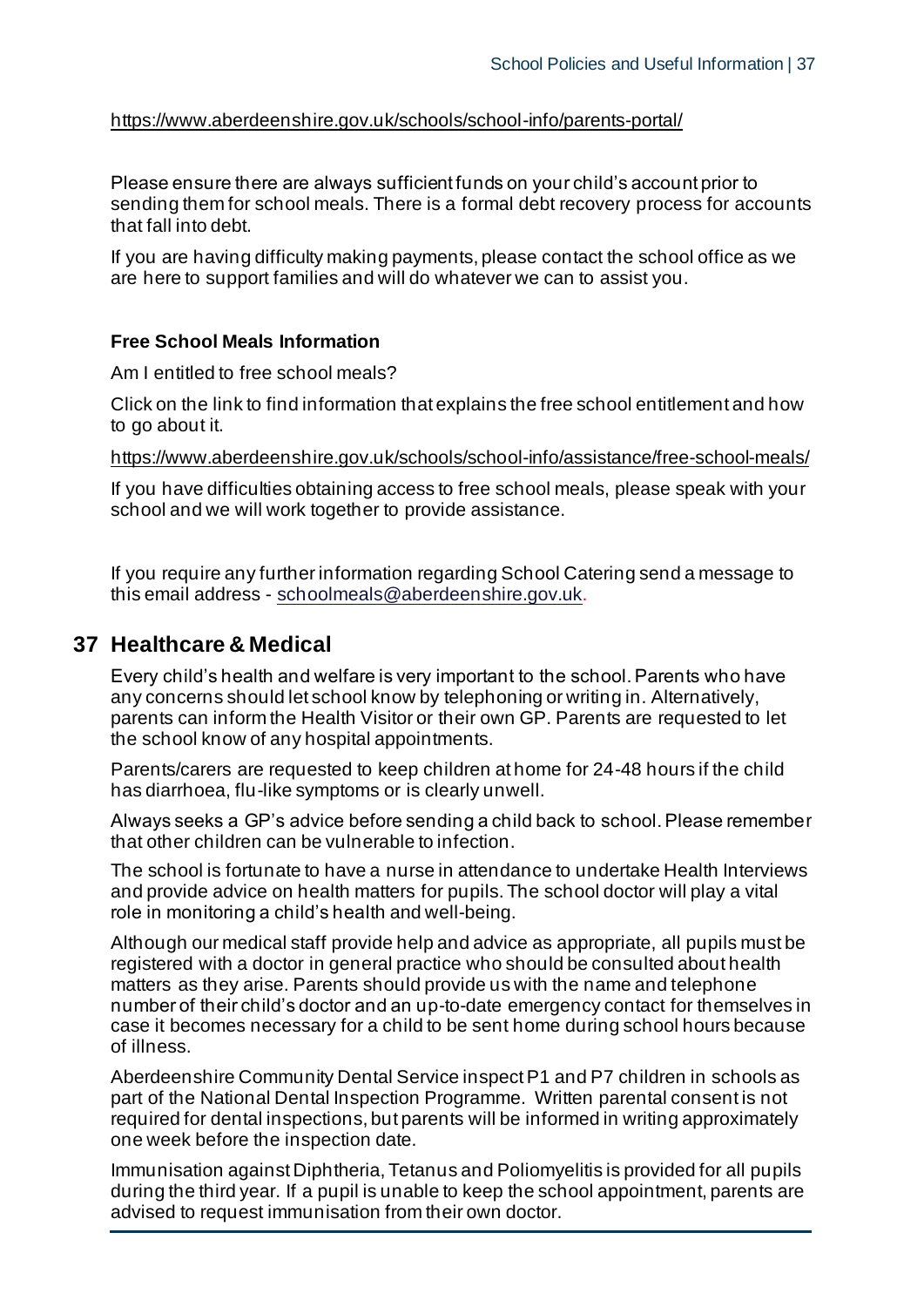https://www.aberdeenshire.gov.uk/schools/school-info/parents-portal/

Please ensure there are always sufficient funds on your child's account prior to sending them for school meals. There is a formal debt recovery process for accounts that fall into debt.

If you are having difficulty making payments, please contact the school office as we are here to support families and will do whatever we can to assist you.

**Free School Meals Information**

Am I entitled to free school meals?

Click on the link to find information that explains the free school entitlement and how to go about it.

https://www.aberdeenshire.gov.uk/schools/school-info/assistance/free-school-meals/

If you have difficulties obtaining access to free school meals, please speak with your school and we will work together to provide assistance.

If you require any further information regarding School Catering send a message to this email address - schoolmeals@aberdeenshire.gov.uk.

## 37 Healthcare & Medical

Every child's health and welfare is very important to the school. Parents who have any concerns should let school know by telephoning or writing in. Alternatively, parents can inform the Health Visitor or their own GP. Parents are requested to let the school know of any hospital appointments.

Parents/carers are requested to keep children at home for 24-48 hours if the child has diarrhoea, flu-like symptoms or is clearly unwell.

Always seeks a GP's advice before sending a child back to school. Please remember that other children can be vulnerable to infection.

The school is fortunate to have a nurse in attendance to undertake Health Interviews and provide advice on health matters for pupils. The school doctor will play a vital role in monitoring a child's health and well-being.

Although our medical staff provide help and advice as appropriate, all pupils must be registered with a doctor in general practice who should be consulted about health matters as they arise. Parents should provide us with the name and telephone number of their child's doctor and an up-to-date emergency contact for themselves in case it becomes necessary for a child to be sent home during school hours because of illness.

Aberdeenshire Community Dental Service inspect P1 and P7 children in schools as part of the National Dental Inspection Programme. Written parental consent is not required for dental inspections, but parents will be informed in writing approximately one week before the inspection date.

Immunisation against Diphtheria, Tetanus and Poliomyelitis is provided for all pupils during the third year. If a pupil is unable to keep the school appointment, parents are advised to request immunisation from their own doctor.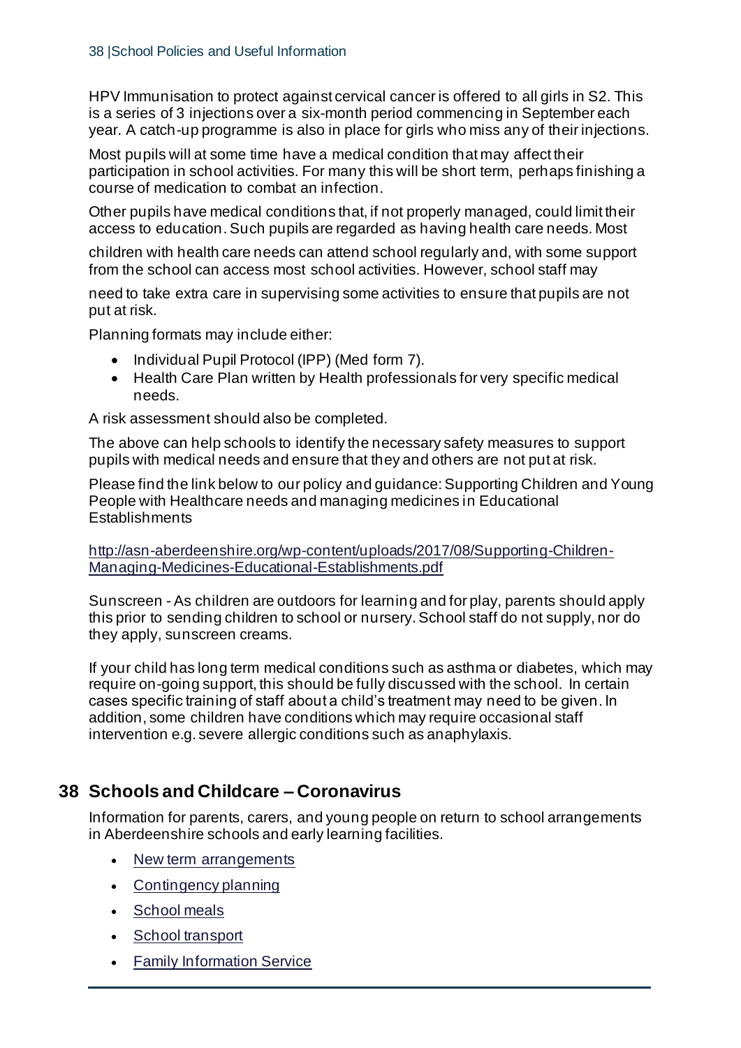HPV Immunisation to protect against cervical cancer is offered to all girls in S2. This is a series of 3 injections over a six-month period commencing in September each year. A catch-up programme is also in place for girls who miss any of their injections.

Most pupils will at some time have a medical condition that may affect their participation in school activities. For many this will be short term, perhaps finishing a course of medication to combat an infection.

Other pupils have medical conditions that, if not properly managed, could limit their access to education. Such pupils are regarded as having health care needs. Most children with health care needs can attend school regularly and, with some support from the school can access most school activities. However, school staff may need to take extra care in supervising some activities to ensure that pupils are not put at risk.

Planning formats may include either:

- Individual Pupil Protocol (IPP) (Med form 7).
- Health Care Plan written by Health professionals for very specific medical needs.

A risk assessment should also be completed.

The above can help schools to identify the necessary safety measures to support pupils with medical needs and ensure that they and others are not put at risk.

Please find the link below to our policy and guidance: Supporting Children and Young People with Healthcare needs and managing medicines in Educational Establishments

[http://asn-aberdeenshire.org/wp-content/uploads/2017/08/Supporting-Children-Managing-Medicines-Educational-Establishments.pdf](http://asn-aberdeenshire.org/wp-content/uploads/2017/08/Supporting-Children-Managing-Medicines-Educational-Establishments.pdf)

Sunscreen - As children are outdoors for learning and for play, parents should apply this prior to sending children to school or nursery. School staff do not supply, nor do they apply, sunscreen creams.

If your child has long term medical conditions such as asthma or diabetes, which may require on-going support, this should be fully discussed with the school. In certain cases specific training of staff about a child's treatment may need to be given. In addition, some children have conditions which may require occasional staff intervention e.g. severe allergic conditions such as anaphylaxis.

## 38 Schools and Childcare – Coronavirus

Information for parents, carers, and young people on return to school arrangements in Aberdeenshire schools and early learning facilities.

- New term arrangements
- Contingency planning
- School meals
- School transport
- Family Information Service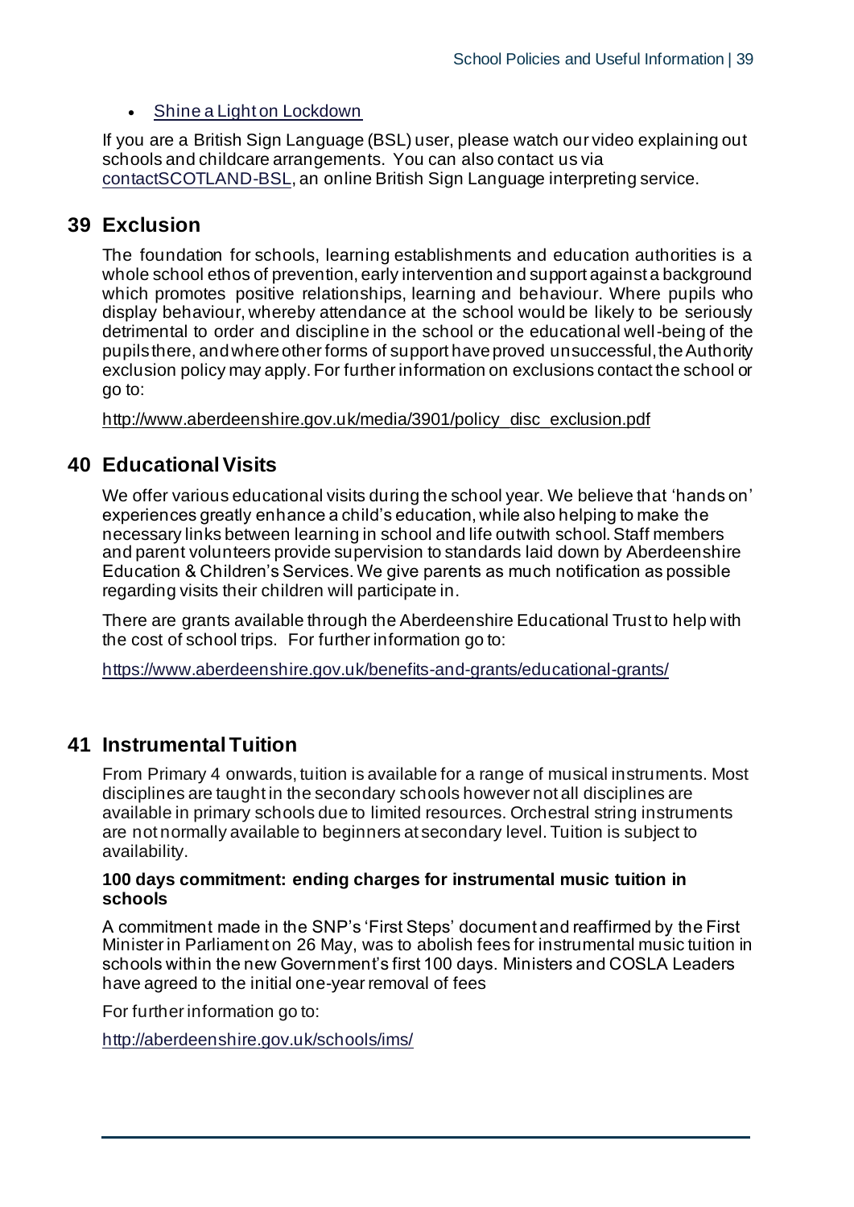- Shine a Light on Lockdown

If you are a British Sign Language (BSL) user, please watch our video explaining out schools and childcare arrangements. You can also contact us via contactSCOTLAND-BSL, an online British Sign Language interpreting service.

## 39 Exclusion

The foundation for schools, learning establishments and education authorities is a whole school ethos of prevention, early intervention and support against a background which promotes positive relationships, learning and behaviour. Where pupils who display behaviour, whereby attendance at the school would be likely to be seriously detrimental to order and discipline in the school or the educational well-being of the pupils there, and where other forms of support have proved unsuccessful, the Authority exclusion policy may apply. For further information on exclusions contact the school or go to:

http://www.aberdeenshire.gov.uk/media/3901/policy_disc_exclusion.pdf

## 40 Educational Visits

We offer various educational visits during the school year. We believe that 'hands on' experiences greatly enhance a child's education, while also helping to make the necessary links between learning in school and life outwith school. Staff members and parent volunteers provide supervision to standards laid down by Aberdeenshire Education & Children's Services. We give parents as much notification as possible regarding visits their children will participate in.

There are grants available through the Aberdeenshire Educational Trust to help with the cost of school trips. For further information go to:

https://www.aberdeenshire.gov.uk/benefits-and-grants/educational-grants/

## 41 Instrumental Tuition

From Primary 4 onwards, tuition is available for a range of musical instruments. Most disciplines are taught in the secondary schools however not all disciplines are available in primary schools due to limited resources. Orchestral string instruments are not normally available to beginners at secondary level. Tuition is subject to availability.

**100 days commitment: ending charges for instrumental music tuition in schools**

A commitment made in the SNP's 'First Steps' document and reaffirmed by the First Minister in Parliament on 26 May, was to abolish fees for instrumental music tuition in schools within the new Government's first 100 days. Ministers and COSLA Leaders have agreed to the initial one-year removal of fees

For further information go to:

http://aberdeenshire.gov.uk/schools/ims/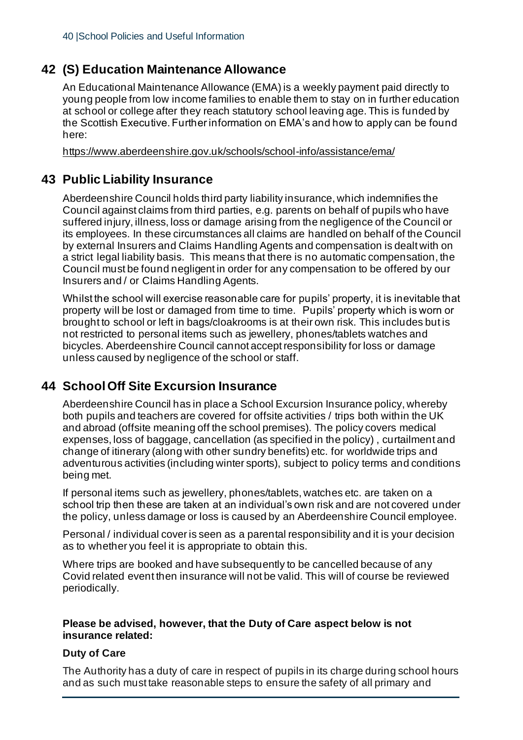## 42 (S) Education Maintenance Allowance

An Educational Maintenance Allowance (EMA) is a weekly payment paid directly to young people from low income families to enable them to stay on in further education at school or college after they reach statutory school leaving age. This is funded by the Scottish Executive. Further information on EMA's and how to apply can be found here:

https://www.aberdeenshire.gov.uk/schools/school-info/assistance/ema/

## 43 Public Liability Insurance

Aberdeenshire Council holds third party liability insurance, which indemnifies the Council against claims from third parties, e.g. parents on behalf of pupils who have suffered injury, illness, loss or damage arising from the negligence of the Council or its employees. In these circumstances all claims are handled on behalf of the Council by external Insurers and Claims Handling Agents and compensation is dealt with on a strict legal liability basis. This means that there is no automatic compensation, the Council must be found negligent in order for any compensation to be offered by our Insurers and / or Claims Handling Agents.

Whilst the school will exercise reasonable care for pupils' property, it is inevitable that property will be lost or damaged from time to time. Pupils' property which is worn or brought to school or left in bags/cloakrooms is at their own risk. This includes but is not restricted to personal items such as jewellery, phones/tablets watches and bicycles. Aberdeenshire Council cannot accept responsibility for loss or damage unless caused by negligence of the school or staff.

## 44 School Off Site Excursion Insurance

Aberdeenshire Council has in place a School Excursion Insurance policy, whereby both pupils and teachers are covered for offsite activities / trips both within the UK and abroad (offsite meaning off the school premises). The policy covers medical expenses, loss of baggage, cancellation (as specified in the policy) , curtailment and change of itinerary (along with other sundry benefits) etc. for worldwide trips and adventurous activities (including winter sports), subject to policy terms and conditions being met.

If personal items such as jewellery, phones/tablets, watches etc. are taken on a school trip then these are taken at an individual's own risk and are not covered under the policy, unless damage or loss is caused by an Aberdeenshire Council employee.

Personal / individual cover is seen as a parental responsibility and it is your decision as to whether you feel it is appropriate to obtain this.

Where trips are booked and have subsequently to be cancelled because of any Covid related event then insurance will not be valid. This will of course be reviewed periodically.

**Please be advised, however, that the Duty of Care aspect below is not insurance related:**

**Duty of Care**

The Authority has a duty of care in respect of pupils in its charge during school hours and as such must take reasonable steps to ensure the safety of all primary and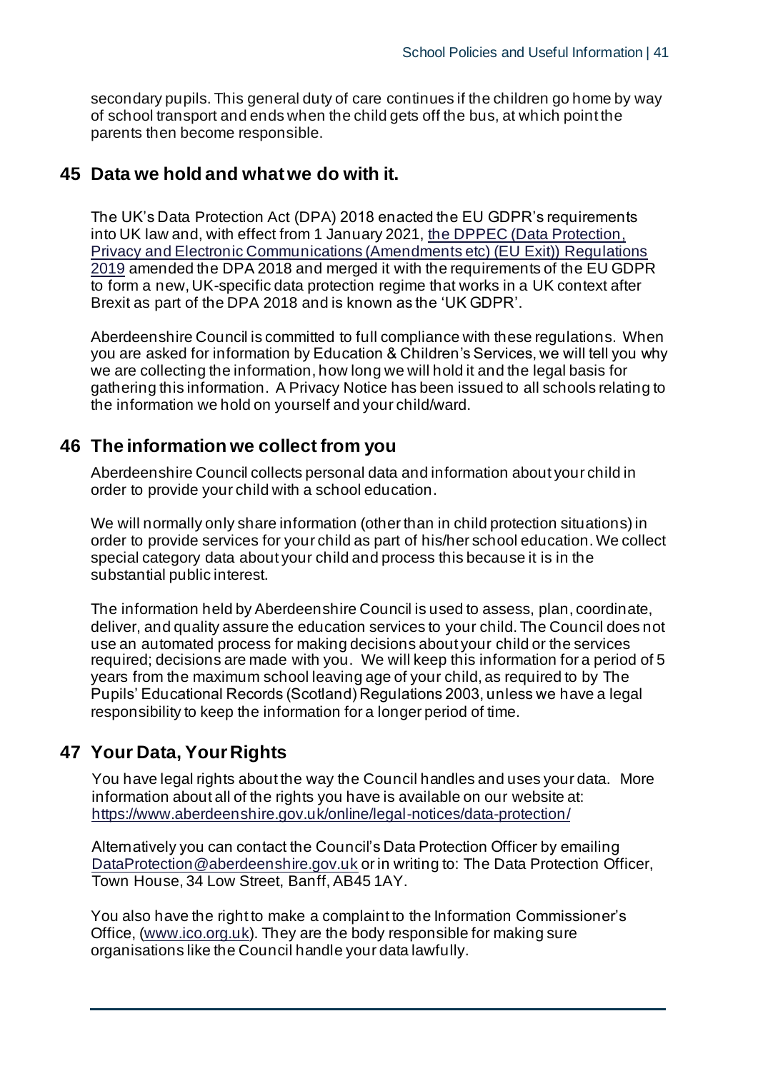secondary pupils. This general duty of care continues if the children go home by way of school transport and ends when the child gets off the bus, at which point the parents then become responsible.

## 45 Data we hold and what we do with it.

The UK's Data Protection Act (DPA) 2018 enacted the EU GDPR's requirements into UK law and, with effect from 1 January 2021, [the DPPEC (Data Protection, Privacy and Electronic Communications (Amendments etc) (EU Exit)) Regulations 2019]() amended the DPA 2018 and merged it with the requirements of the EU GDPR to form a new, UK-specific data protection regime that works in a UK context after Brexit as part of the DPA 2018 and is known as the 'UK GDPR'.

Aberdeenshire Council is committed to full compliance with these regulations. When you are asked for information by Education & Children's Services, we will tell you why we are collecting the information, how long we will hold it and the legal basis for gathering this information. A Privacy Notice has been issued to all schools relating to the information we hold on yourself and your child/ward.

## 46 The information we collect from you

Aberdeenshire Council collects personal data and information about your child in order to provide your child with a school education.

We will normally only share information (other than in child protection situations) in order to provide services for your child as part of his/her school education. We collect special category data about your child and process this because it is in the substantial public interest.

The information held by Aberdeenshire Council is used to assess, plan, coordinate, deliver, and quality assure the education services to your child. The Council does not use an automated process for making decisions about your child or the services required; decisions are made with you. We will keep this information for a period of 5 years from the maximum school leaving age of your child, as required to by The Pupils' Educational Records (Scotland) Regulations 2003, unless we have a legal responsibility to keep the information for a longer period of time.

## 47 Your Data, Your Rights

You have legal rights about the way the Council handles and uses your data. More information about all of the rights you have is available on our website at: https://www.aberdeenshire.gov.uk/online/legal-notices/data-protection/

Alternatively you can contact the Council's Data Protection Officer by emailing DataProtection@aberdeenshire.gov.uk or in writing to: The Data Protection Officer, Town House, 34 Low Street, Banff, AB45 1AY.

You also have the right to make a complaint to the Information Commissioner's Office, (www.ico.org.uk). They are the body responsible for making sure organisations like the Council handle your data lawfully.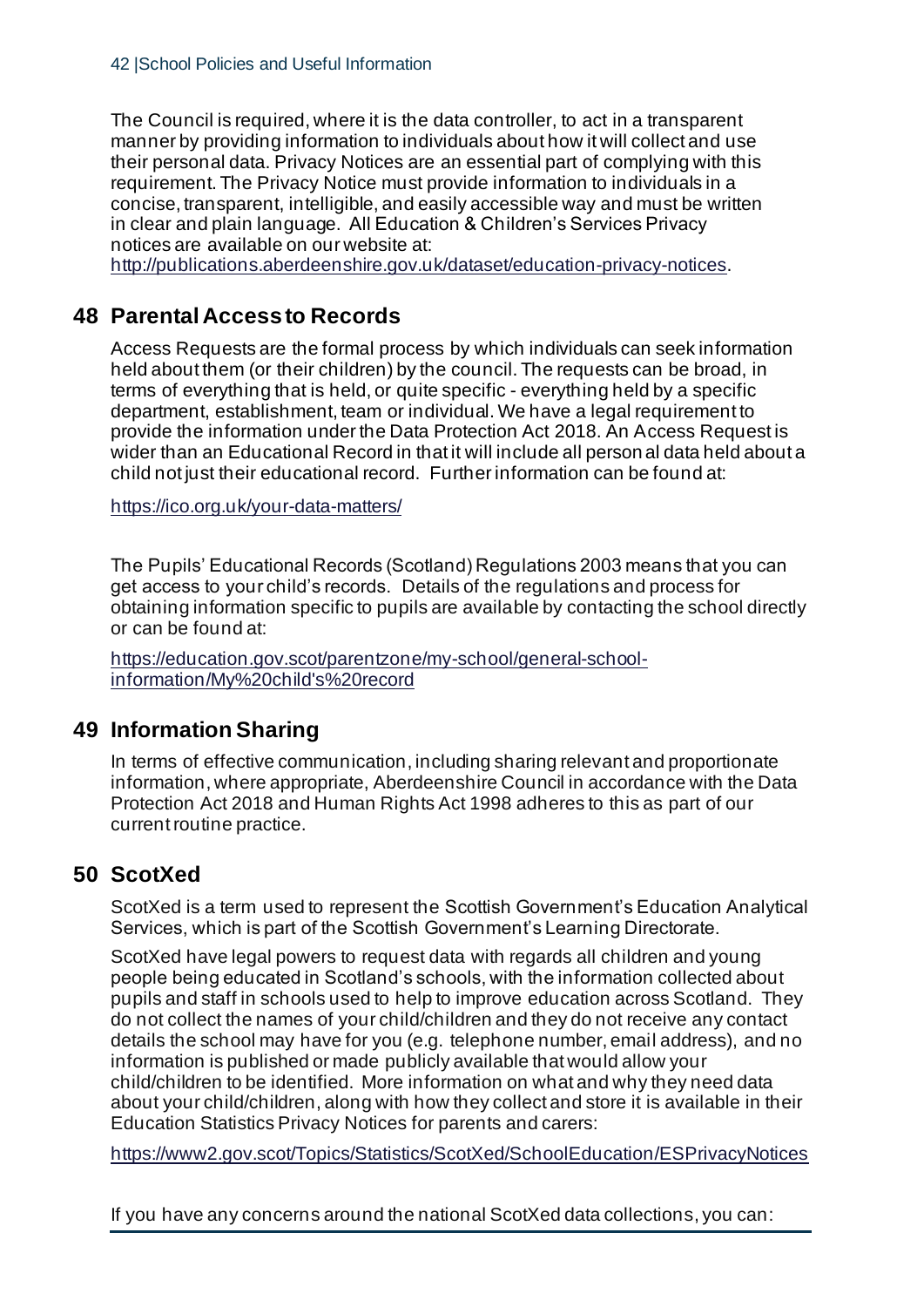The Council is required, where it is the data controller, to act in a transparent manner by providing information to individuals about how it will collect and use their personal data. Privacy Notices are an essential part of complying with this requirement. The Privacy Notice must provide information to individuals in a concise, transparent, intelligible, and easily accessible way and must be written in clear and plain language. All Education & Children's Services Privacy notices are available on our website at: http://publications.aberdeenshire.gov.uk/dataset/education-privacy-notices.

## 48 Parental Access to Records

Access Requests are the formal process by which individuals can seek information held about them (or their children) by the council. The requests can be broad, in terms of everything that is held, or quite specific - everything held by a specific department, establishment, team or individual. We have a legal requirement to provide the information under the Data Protection Act 2018. An Access Request is wider than an Educational Record in that it will include all personal data held about a child not just their educational record. Further information can be found at:

https://ico.org.uk/your-data-matters/

The Pupils' Educational Records (Scotland) Regulations 2003 means that you can get access to your child's records. Details of the regulations and process for obtaining information specific to pupils are available by contacting the school directly or can be found at:

https://education.gov.scot/parentzone/my-school/general-school-information/My%20child's%20record

## 49 Information Sharing

In terms of effective communication, including sharing relevant and proportionate information, where appropriate, Aberdeenshire Council in accordance with the Data Protection Act 2018 and Human Rights Act 1998 adheres to this as part of our current routine practice.

## 50 ScotXed

ScotXed is a term used to represent the Scottish Government's Education Analytical Services, which is part of the Scottish Government's Learning Directorate.

ScotXed have legal powers to request data with regards all children and young people being educated in Scotland's schools, with the information collected about pupils and staff in schools used to help to improve education across Scotland. They do not collect the names of your child/children and they do not receive any contact details the school may have for you (e.g. telephone number, email address), and no information is published or made publicly available that would allow your child/children to be identified. More information on what and why they need data about your child/children, along with how they collect and store it is available in their Education Statistics Privacy Notices for parents and carers:

https://www2.gov.scot/Topics/Statistics/ScotXed/SchoolEducation/ESPrivacyNotices

If you have any concerns around the national ScotXed data collections, you can: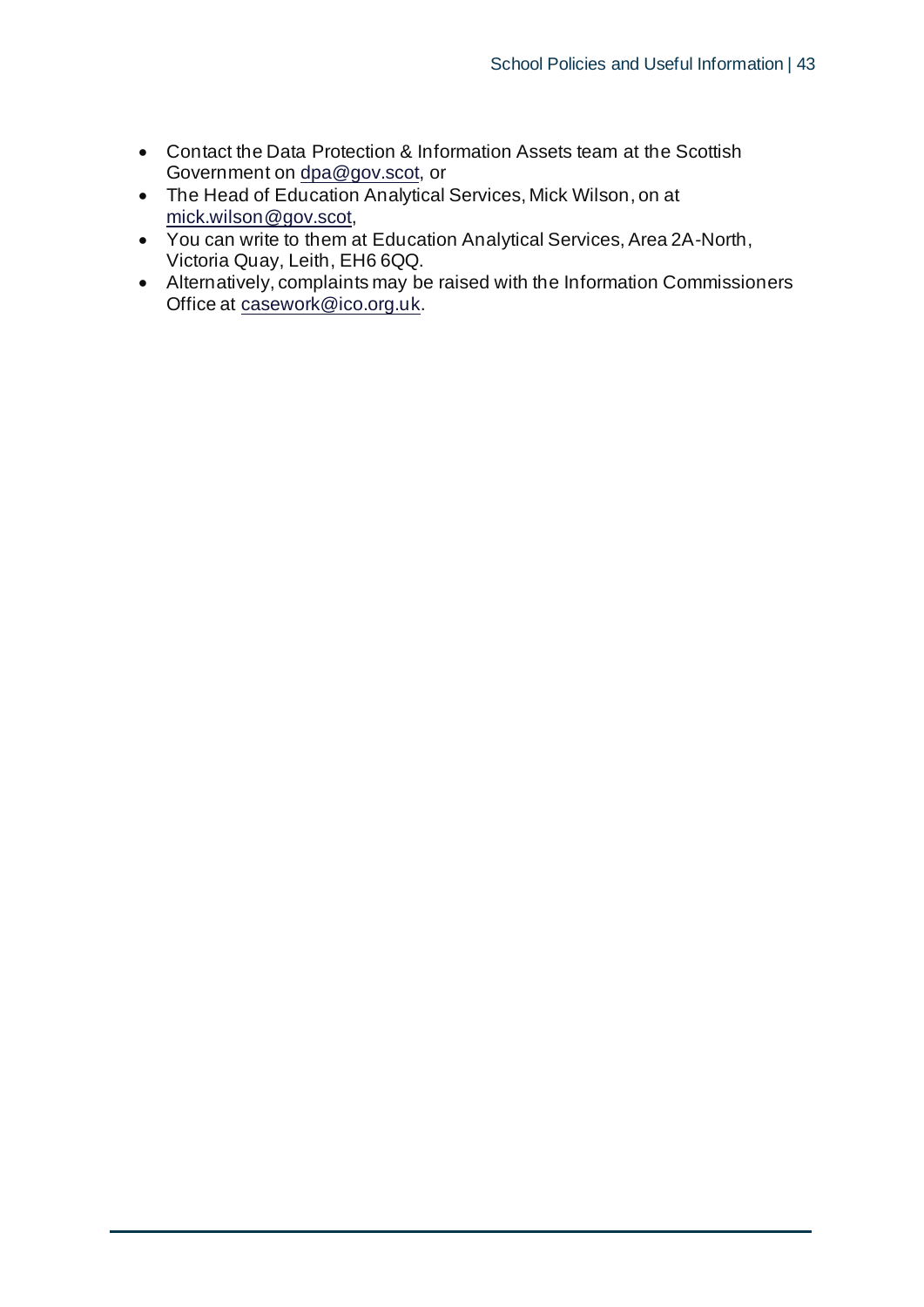- Contact the Data Protection & Information Assets team at the Scottish Government on dpa@gov.scot, or
- The Head of Education Analytical Services, Mick Wilson, on at mick.wilson@gov.scot,
- You can write to them at Education Analytical Services, Area 2A-North, Victoria Quay, Leith, EH6 6QQ.
- Alternatively, complaints may be raised with the Information Commissioners Office at casework@ico.org.uk.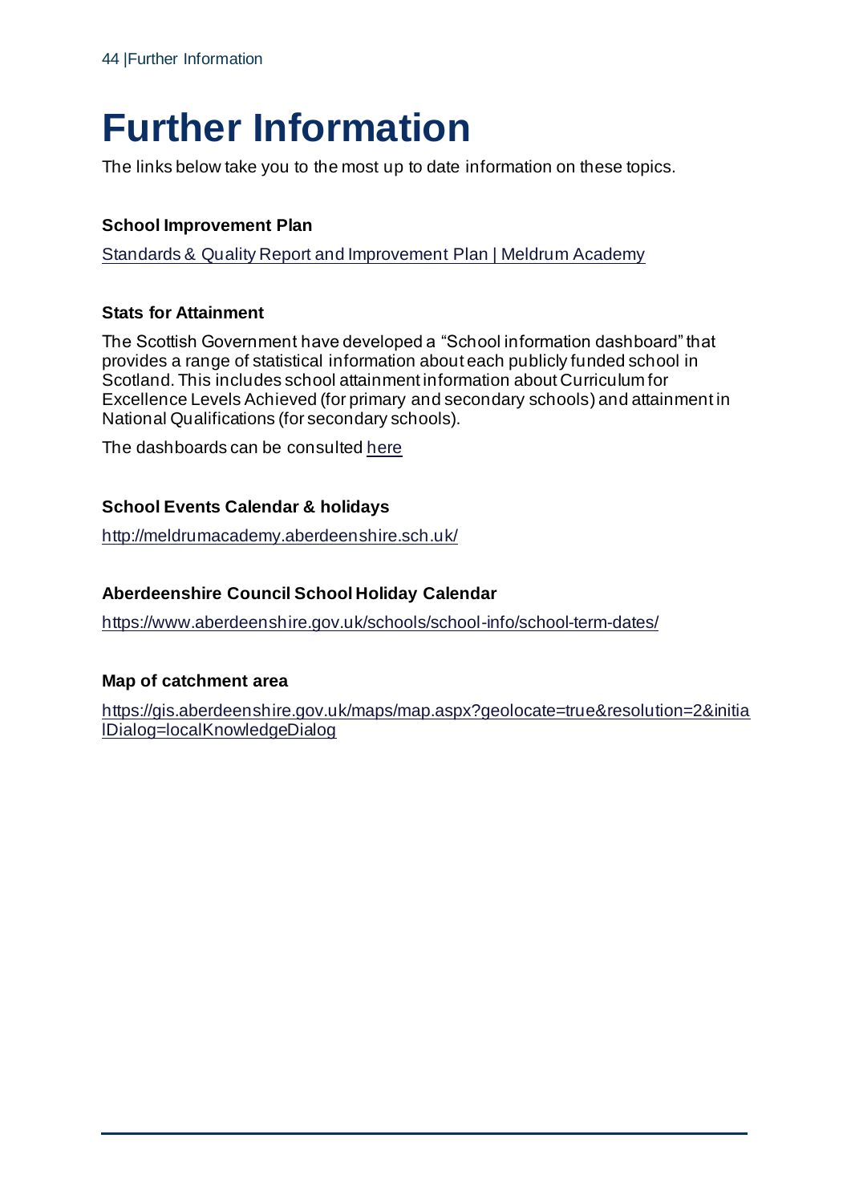# Further Information

The links below take you to the most up to date information on these topics.

### School Improvement Plan

Standards & Quality Report and Improvement Plan | Meldrum Academy

### Stats for Attainment

The Scottish Government have developed a "School information dashboard" that provides a range of statistical information about each publicly funded school in Scotland. This includes school attainment information about Curriculum for Excellence Levels Achieved (for primary and secondary schools) and attainment in National Qualifications (for secondary schools).

The dashboards can be consulted here

### School Events Calendar & holidays

http://meldrumacademy.aberdeenshire.sch.uk/

### Aberdeenshire Council School Holiday Calendar

https://www.aberdeenshire.gov.uk/schools/school-info/school-term-dates/

### Map of catchment area

https://gis.aberdeenshire.gov.uk/maps/map.aspx?geolocate=true&resolution=2&initialDialog=localKnowledgeDialog